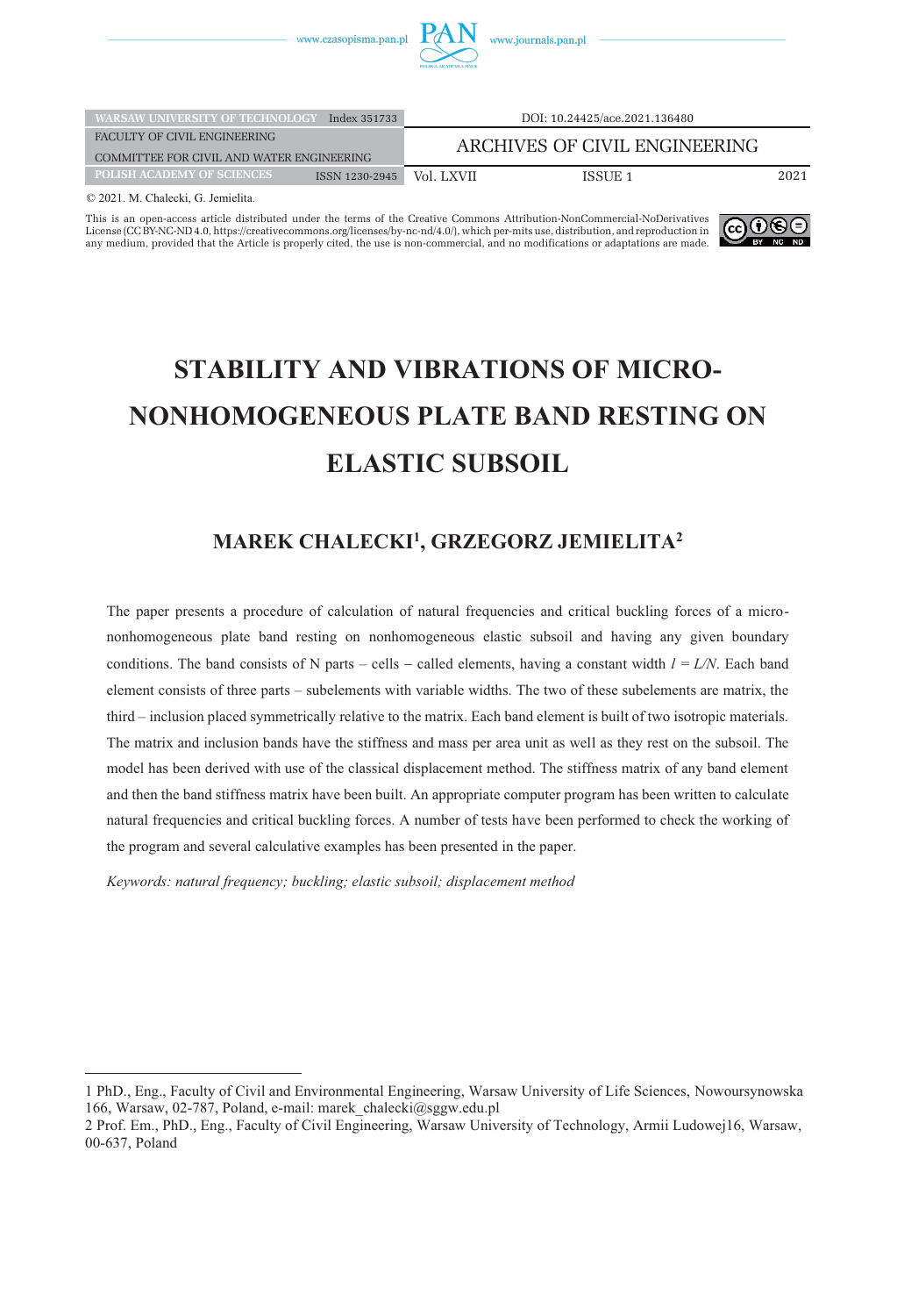DOI: 10.24425/ace.2021.136480

ARCHIVES OF CIVIL ENGINEERING

© 2021. M. Chalecki, G. Jemielita.

This is an open-access article distributed under the terms of the Creative Commons Attribution-NonCommercial-NoDerivatives License (CC BY-NC-ND 4.0, https://creativecommons.org/licenses/by-nc-nd/4.0/), which per-mits use, distribution, and reproduction in any medium, provided that the Article is properly cited, the use is non-commercial, and no modifications or adaptations are made.

# STABILITY AND VIBRATIONS OF MICRO-NONHOMOGENEOUS PLATE BAND RESTING ON ELASTIC SUBSOIL

## MAREK CHALECKI[1], GRZEGORZ JEMIELITA[2]

The paper presents a procedure of calculation of natural frequencies and critical buckling forces of a micro-nonhomogeneous plate band resting on nonhomogeneous elastic subsoil and having any given boundary conditions. The band consists of N parts – cells – called elements, having a constant width $l = L/N$. Each band element consists of three parts – subelements with variable widths. The two of these subelements are matrix, the third – inclusion placed symmetrically relative to the matrix. Each band element is built of two isotropic materials. The matrix and inclusion bands have the stiffness and mass per area unit as well as they rest on the subsoil. The model has been derived with use of the classical displacement method. The stiffness matrix of any band element and then the band stiffness matrix have been built. An appropriate computer program has been written to calculate natural frequencies and critical buckling forces. A number of tests have been performed to check the working of the program and several calculative examples has been presented in the paper.

*Keywords: natural frequency; buckling; elastic subsoil; displacement method*

---

1 PhD., Eng., Faculty of Civil and Environmental Engineering, Warsaw University of Life Sciences, Nowoursynowska 166, Warsaw, 02-787, Poland, e-mail: marek_chalecki@sggw.edu.pl

2 Prof. Em., PhD., Eng., Faculty of Civil Engineering, Warsaw University of Technology, Armii Ludowej16, Warsaw, 00-637, Poland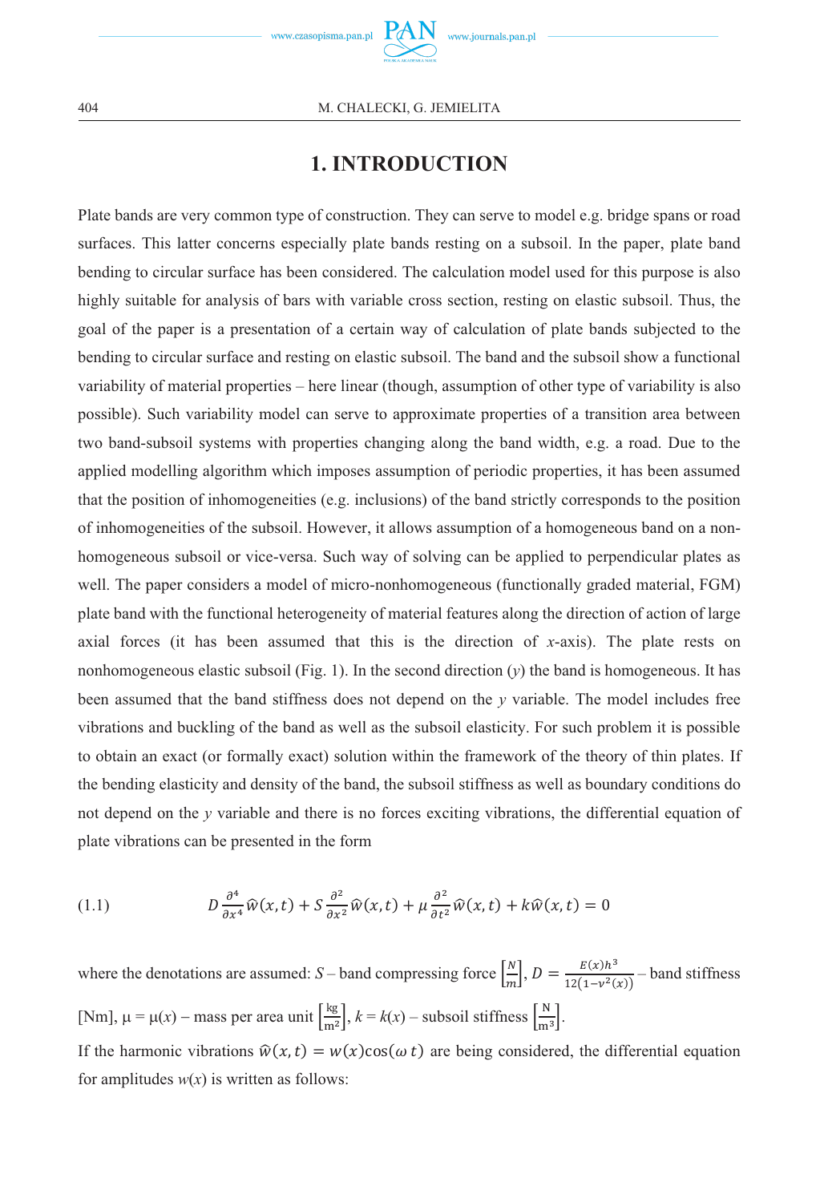# 1. INTRODUCTION

Plate bands are very common type of construction. They can serve to model e.g. bridge spans or road surfaces. This latter concerns especially plate bands resting on a subsoil. In the paper, plate band bending to circular surface has been considered. The calculation model used for this purpose is also highly suitable for analysis of bars with variable cross section, resting on elastic subsoil. Thus, the goal of the paper is a presentation of a certain way of calculation of plate bands subjected to the bending to circular surface and resting on elastic subsoil. The band and the subsoil show a functional variability of material properties – here linear (though, assumption of other type of variability is also possible). Such variability model can serve to approximate properties of a transition area between two band-subsoil systems with properties changing along the band width, e.g. a road. Due to the applied modelling algorithm which imposes assumption of periodic properties, it has been assumed that the position of inhomogeneities (e.g. inclusions) of the band strictly corresponds to the position of inhomogeneities of the subsoil. However, it allows assumption of a homogeneous band on a non-homogeneous subsoil or vice-versa. Such way of solving can be applied to perpendicular plates as well. The paper considers a model of micro-nonhomogeneous (functionally graded material, FGM) plate band with the functional heterogeneity of material features along the direction of action of large axial forces (it has been assumed that this is the direction of *x*-axis). The plate rests on nonhomogeneous elastic subsoil (Fig. 1). In the second direction (*y*) the band is homogeneous. It has been assumed that the band stiffness does not depend on the *y* variable. The model includes free vibrations and buckling of the band as well as the subsoil elasticity. For such problem it is possible to obtain an exact (or formally exact) solution within the framework of the theory of thin plates. If the bending elasticity and density of the band, the subsoil stiffness as well as boundary conditions do not depend on the *y* variable and there is no forces exciting vibrations, the differential equation of plate vibrations can be presented in the form

$$D\frac{\partial^4}{\partial x^4}\hat{w}(x,t) + S\frac{\partial^2}{\partial x^2}\hat{w}(x,t) + \mu\frac{\partial^2}{\partial t^2}\hat{w}(x,t) + k\hat{w}(x,t) = 0 \tag{1.1}$$

where the denotations are assumed: $S$ – band compressing force $\left[\frac{N}{m}\right]$, $D = \frac{E(x)h^3}{12(1-\nu^2(x))}$ – band stiffness [Nm], $\mu = \mu(x)$ – mass per area unit $\left[\frac{\mathrm{kg}}{\mathrm{m}^2}\right]$, $k = k(x)$ – subsoil stiffness $\left[\frac{\mathrm{N}}{\mathrm{m}^3}\right]$.

If the harmonic vibrations $\hat{w}(x,t) = w(x)\cos(\omega t)$ are being considered, the differential equation for amplitudes $w(x)$ is written as follows: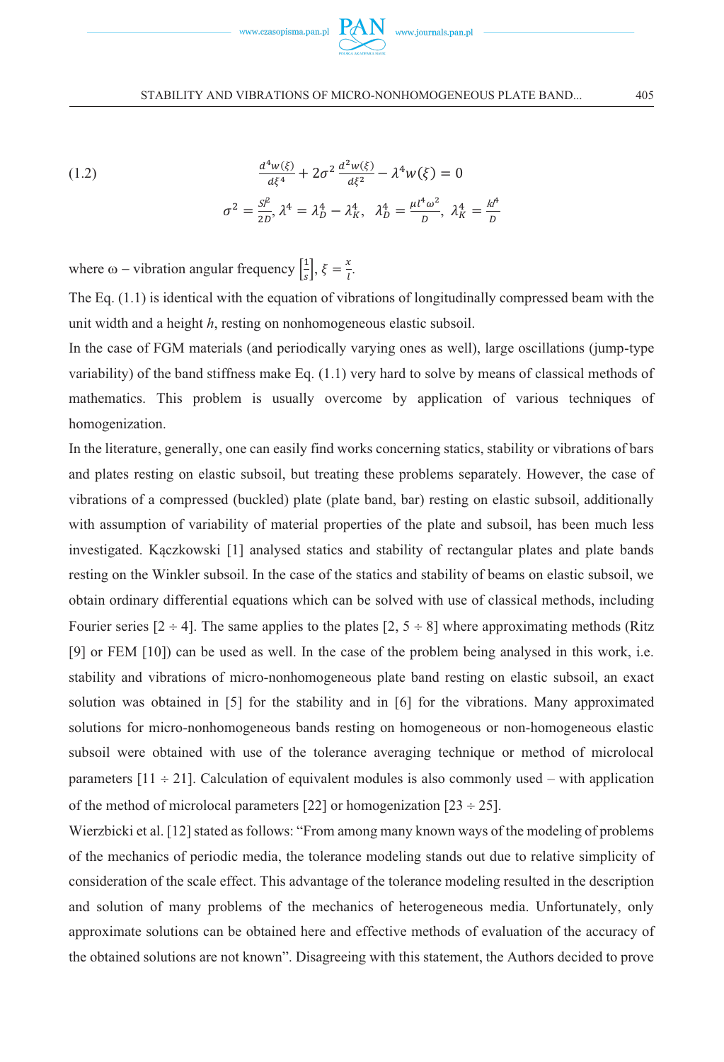$$\frac{d^4 w(\xi)}{d\xi^4} + 2\sigma^2 \frac{d^2 w(\xi)}{d\xi^2} - \lambda^4 w(\xi) = 0 \tag{1.2}$$

$$\sigma^2 = \frac{Sl^2}{2D},\ \lambda^4 = \lambda_D^4 - \lambda_K^4,\quad \lambda_D^4 = \frac{\mu l^4 \omega^2}{D},\ \lambda_K^4 = \frac{kl^4}{D}$$

where ω – vibration angular frequency $\left[\frac{1}{s}\right]$, $\xi = \frac{x}{l}$.

The Eq. (1.1) is identical with the equation of vibrations of longitudinally compressed beam with the unit width and a height $h$, resting on nonhomogeneous elastic subsoil.

In the case of FGM materials (and periodically varying ones as well), large oscillations (jump-type variability) of the band stiffness make Eq. (1.1) very hard to solve by means of classical methods of mathematics. This problem is usually overcome by application of various techniques of homogenization.

In the literature, generally, one can easily find works concerning statics, stability or vibrations of bars and plates resting on elastic subsoil, but treating these problems separately. However, the case of vibrations of a compressed (buckled) plate (plate band, bar) resting on elastic subsoil, additionally with assumption of variability of material properties of the plate and subsoil, has been much less investigated. Kączkowski [1] analysed statics and stability of rectangular plates and plate bands resting on the Winkler subsoil. In the case of the statics and stability of beams on elastic subsoil, we obtain ordinary differential equations which can be solved with use of classical methods, including Fourier series [2 ÷ 4]. The same applies to the plates [2, 5 ÷ 8] where approximating methods (Ritz [9] or FEM [10]) can be used as well. In the case of the problem being analysed in this work, i.e. stability and vibrations of micro-nonhomogeneous plate band resting on elastic subsoil, an exact solution was obtained in [5] for the stability and in [6] for the vibrations. Many approximated solutions for micro-nonhomogeneous bands resting on homogeneous or non-homogeneous elastic subsoil were obtained with use of the tolerance averaging technique or method of microlocal parameters [11 ÷ 21]. Calculation of equivalent modules is also commonly used – with application of the method of microlocal parameters [22] or homogenization [23 ÷ 25].

Wierzbicki et al. [12] stated as follows: "From among many known ways of the modeling of problems of the mechanics of periodic media, the tolerance modeling stands out due to relative simplicity of consideration of the scale effect. This advantage of the tolerance modeling resulted in the description and solution of many problems of the mechanics of heterogeneous media. Unfortunately, only approximate solutions can be obtained here and effective methods of evaluation of the accuracy of the obtained solutions are not known". Disagreeing with this statement, the Authors decided to prove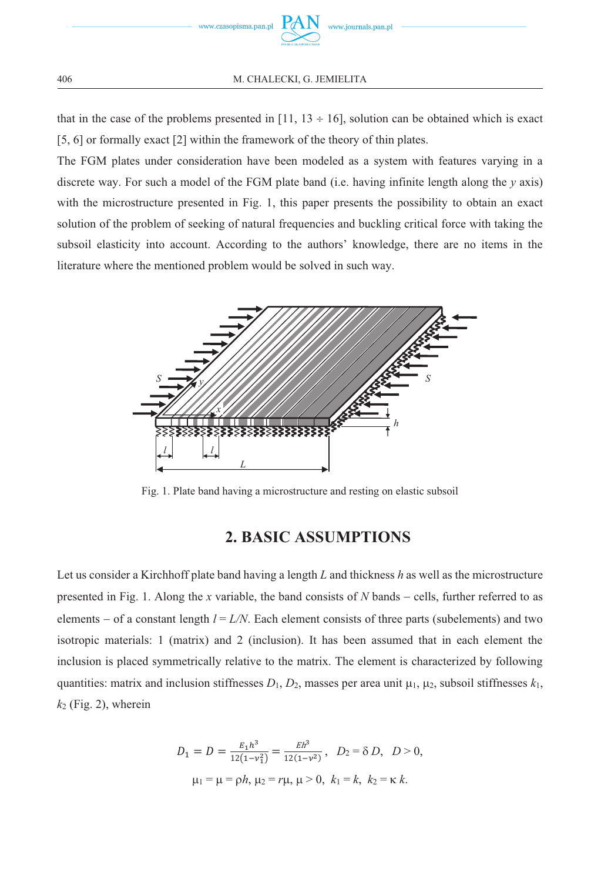that in the case of the problems presented in [11, 13 ÷ 16], solution can be obtained which is exact [5, 6] or formally exact [2] within the framework of the theory of thin plates.

The FGM plates under consideration have been modeled as a system with features varying in a discrete way. For such a model of the FGM plate band (i.e. having infinite length along the $y$ axis) with the microstructure presented in Fig. 1, this paper presents the possibility to obtain an exact solution of the problem of seeking of natural frequencies and buckling critical force with taking the subsoil elasticity into account. According to the authors' knowledge, there are no items in the literature where the mentioned problem would be solved in such way.

Fig. 1. Plate band having a microstructure and resting on elastic subsoil

## 2. BASIC ASSUMPTIONS

Let us consider a Kirchhoff plate band having a length $L$ and thickness $h$ as well as the microstructure presented in Fig. 1. Along the $x$ variable, the band consists of $N$ bands – cells, further referred to as elements – of a constant length $l = L/N$. Each element consists of three parts (subelements) and two isotropic materials: 1 (matrix) and 2 (inclusion). It has been assumed that in each element the inclusion is placed symmetrically relative to the matrix. The element is characterized by following quantities: matrix and inclusion stiffnesses $D_1$, $D_2$, masses per area unit $\mu_1$, $\mu_2$, subsoil stiffnesses $k_1$, $k_2$ (Fig. 2), wherein

$$D_1 = D = \frac{E_1 h^3}{12(1-\nu_1^2)} = \frac{Eh^3}{12(1-\nu^2)}, \quad D_2 = \delta D, \quad D > 0,$$

$$\mu_1 = \mu = \rho h, \; \mu_2 = r\mu, \; \mu > 0, \; k_1 = k, \; k_2 = \kappa k.$$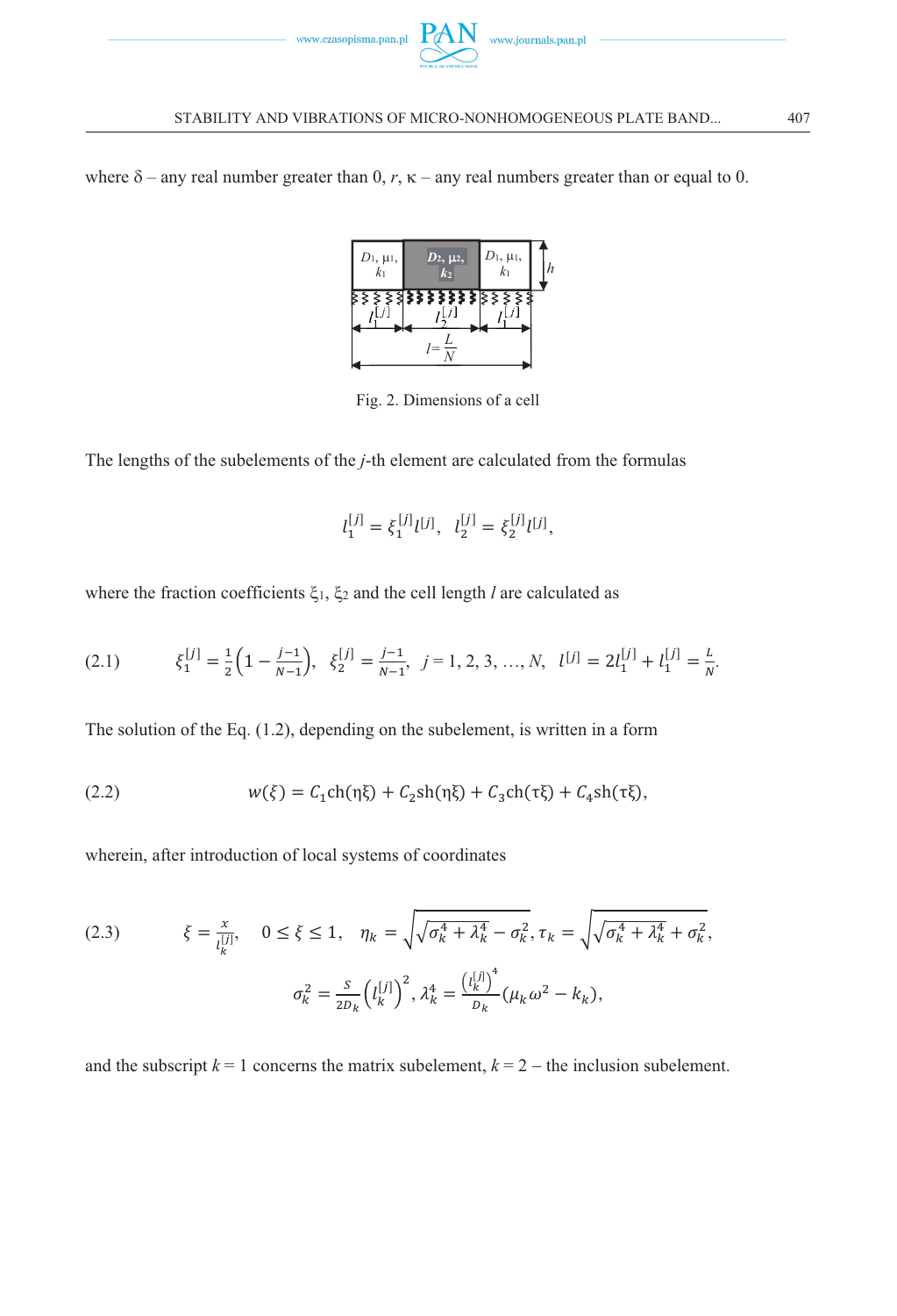where δ – any real number greater than 0, $r$, κ – any real numbers greater than or equal to 0.

Fig. 2. Dimensions of a cell

The lengths of the subelements of the $j$-th element are calculated from the formulas

$$l_1^{[j]} = \xi_1^{[j]} l^{[j]}, \quad l_2^{[j]} = \xi_2^{[j]} l^{[j]},$$

where the fraction coefficients $\xi_1$, $\xi_2$ and the cell length $l$ are calculated as

$$\xi_1^{[j]} = \frac{1}{2}\left(1 - \frac{j-1}{N-1}\right), \quad \xi_2^{[j]} = \frac{j-1}{N-1}, \quad j = 1, 2, 3, \ldots, N, \quad l^{[j]} = 2l_1^{[j]} + l_1^{[j]} = \frac{L}{N}. \tag{2.1}$$

The solution of the Eq. (1.2), depending on the subelement, is written in a form

$$w(\xi) = C_1 \mathrm{ch}(\eta\xi) + C_2 \mathrm{sh}(\eta\xi) + C_3 \mathrm{ch}(\tau\xi) + C_4 \mathrm{sh}(\tau\xi), \tag{2.2}$$

wherein, after introduction of local systems of coordinates

$$\xi = \frac{x}{l_k^{[j]}}, \quad 0 \leq \xi \leq 1, \quad \eta_k = \sqrt{\sqrt{\sigma_k^4 + \lambda_k^4} - \sigma_k^2}, \tau_k = \sqrt{\sqrt{\sigma_k^4 + \lambda_k^4} + \sigma_k^2}, \tag{2.3}$$

$$\sigma_k^2 = \frac{S}{2D_k}\left(l_k^{[j]}\right)^2, \lambda_k^4 = \frac{\left(l_k^{[j]}\right)^4}{D_k}\left(\mu_k \omega^2 - k_k\right),$$

and the subscript $k = 1$ concerns the matrix subelement, $k = 2$ – the inclusion subelement.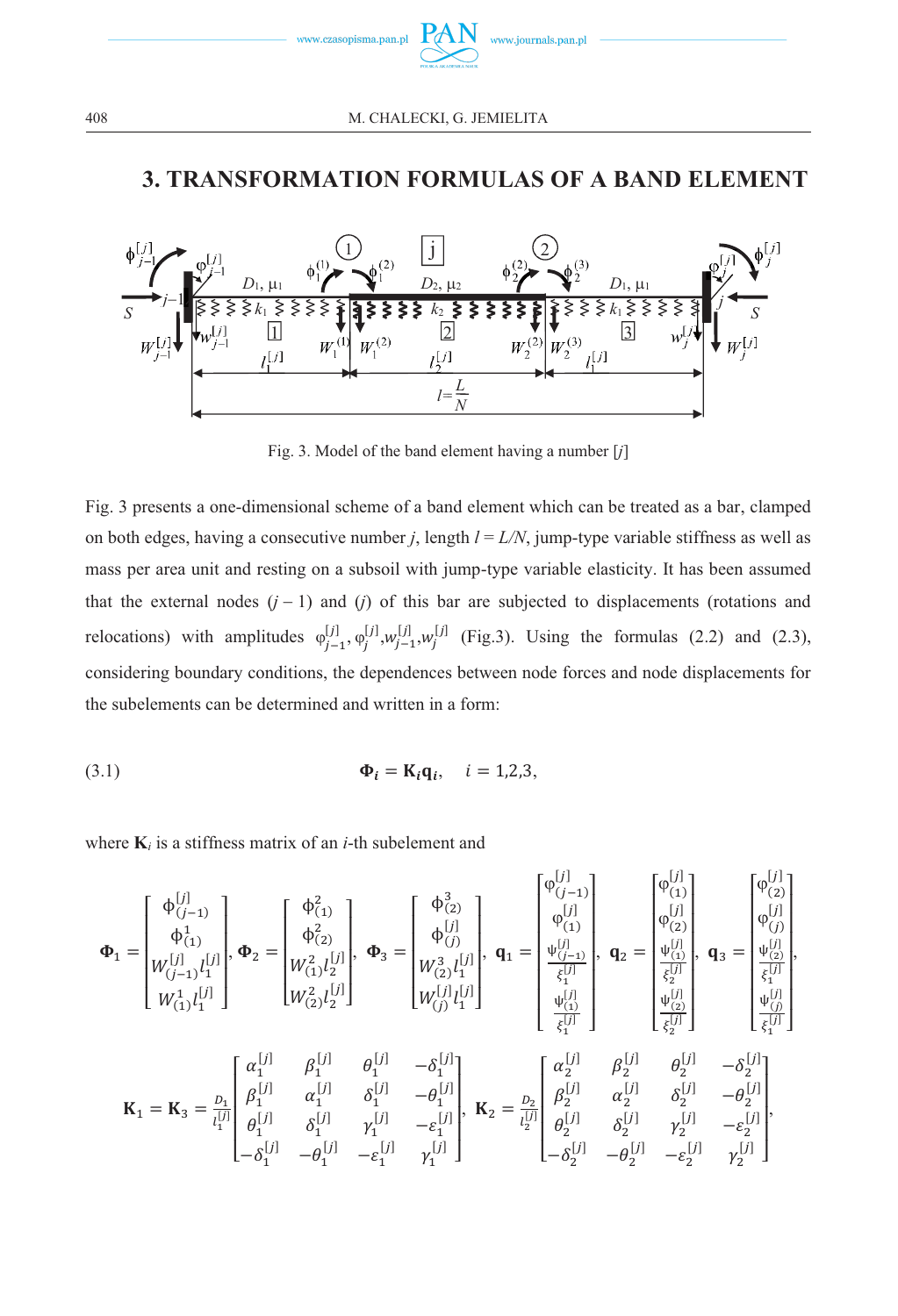## 3. TRANSFORMATION FORMULAS OF A BAND ELEMENT

Fig. 3. Model of the band element having a number [$j$]

Fig. 3 presents a one-dimensional scheme of a band element which can be treated as a bar, clamped on both edges, having a consecutive number $j$, length $l = L/N$, jump-type variable stiffness as well as mass per area unit and resting on a subsoil with jump-type variable elasticity. It has been assumed that the external nodes $(j-1)$ and $(j)$ of this bar are subjected to displacements (rotations and relocations) with amplitudes $\varphi_{j-1}^{[j]}, \varphi_{j}^{[j]}, w_{j-1}^{[j]}, w_{j}^{[j]}$ (Fig.3). Using the formulas (2.2) and (2.3), considering boundary conditions, the dependences between node forces and node displacements for the subelements can be determined and written in a form:

$$\mathbf{\Phi}_i = \mathbf{K}_i \mathbf{q}_i, \quad i = 1,2,3, \tag{3.1}$$

where $\mathbf{K}_i$ is a stiffness matrix of an $i$-th subelement and

$$\mathbf{\Phi}_1 = \begin{bmatrix} \phi_{(j-1)}^{[j]} \\ \phi_{(1)}^{1} \\ W_{(j-1)}^{[j]} l_1^{[j]} \\ W_{(1)}^{1} l_1^{[j]} \end{bmatrix}, \mathbf{\Phi}_2 = \begin{bmatrix} \phi_{(1)}^{2} \\ \phi_{(2)}^{2} \\ W_{(1)}^{2} l_2^{[j]} \\ W_{(2)}^{2} l_2^{[j]} \end{bmatrix}, \mathbf{\Phi}_3 = \begin{bmatrix} \phi_{(2)}^{3} \\ \phi_{(j)}^{[j]} \\ W_{(2)}^{3} l_1^{[j]} \\ W_{(j)}^{[j]} l_1^{[j]} \end{bmatrix}, \mathbf{q}_1 = \begin{bmatrix} \varphi_{(j-1)}^{[j]} \\ \varphi_{(1)}^{[j]} \\ \dfrac{\psi_{(j-1)}^{[j]}}{\xi_1^{[j]}} \\ \dfrac{\psi_{(1)}^{[j]}}{\xi_1^{[j]}} \end{bmatrix}, \mathbf{q}_2 = \begin{bmatrix} \varphi_{(1)}^{[j]} \\ \varphi_{(2)}^{[j]} \\ \dfrac{\psi_{(1)}^{[j]}}{\xi_2^{[j]}} \\ \dfrac{\psi_{(2)}^{[j]}}{\xi_2^{[j]}} \end{bmatrix}, \mathbf{q}_3 = \begin{bmatrix} \varphi_{(2)}^{[j]} \\ \varphi_{(j)}^{[j]} \\ \dfrac{\psi_{(2)}^{[j]}}{\xi_1^{[j]}} \\ \dfrac{\psi_{(j)}^{[j]}}{\xi_1^{[j]}} \end{bmatrix},$$

$$\mathbf{K}_1 = \mathbf{K}_3 = \frac{D_1}{l_1^{[j]}} \begin{bmatrix} \alpha_1^{[j]} & \beta_1^{[j]} & \theta_1^{[j]} & -\delta_1^{[j]} \\ \beta_1^{[j]} & \alpha_1^{[j]} & \delta_1^{[j]} & -\theta_1^{[j]} \\ \theta_1^{[j]} & \delta_1^{[j]} & \gamma_1^{[j]} & -\varepsilon_1^{[j]} \\ -\delta_1^{[j]} & -\theta_1^{[j]} & -\varepsilon_1^{[j]} & \gamma_1^{[j]} \end{bmatrix}, \mathbf{K}_2 = \frac{D_2}{l_2^{[j]}} \begin{bmatrix} \alpha_2^{[j]} & \beta_2^{[j]} & \theta_2^{[j]} & -\delta_2^{[j]} \\ \beta_2^{[j]} & \alpha_2^{[j]} & \delta_2^{[j]} & -\theta_2^{[j]} \\ \theta_2^{[j]} & \delta_2^{[j]} & \gamma_2^{[j]} & -\varepsilon_2^{[j]} \\ -\delta_2^{[j]} & -\theta_2^{[j]} & -\varepsilon_2^{[j]} & \gamma_2^{[j]} \end{bmatrix},$$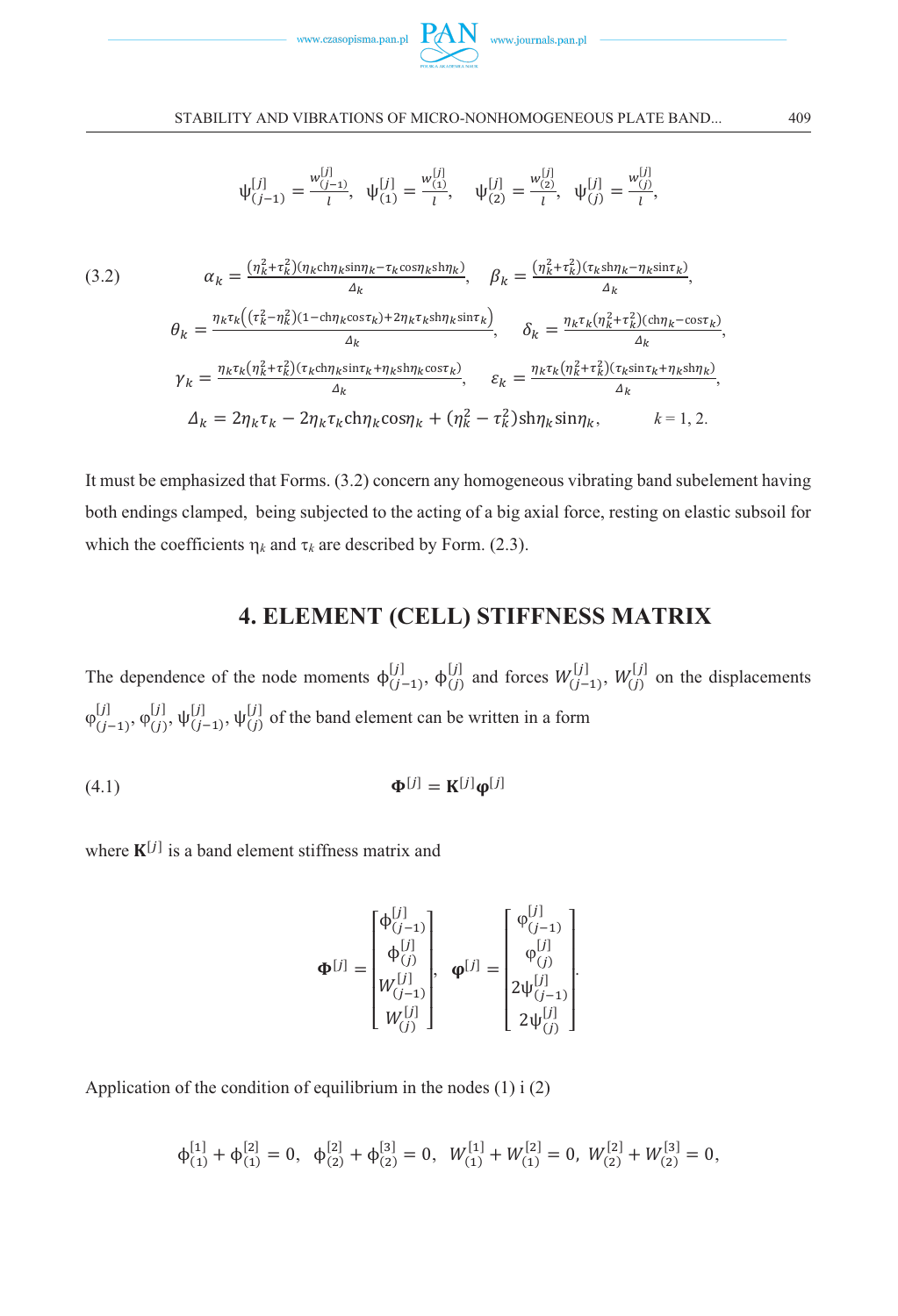$$\psi^{[j]}_{(j-1)} = \frac{w^{[j]}_{(j-1)}}{l},\quad \psi^{[j]}_{(1)} = \frac{w^{[j]}_{(1)}}{l},\qquad \psi^{[j]}_{(2)} = \frac{w^{[j]}_{(2)}}{l},\quad \psi^{[j]}_{(j)} = \frac{w^{[j]}_{(j)}}{l},$$

(3.2)
$$\alpha_k = \frac{(\eta_k^2+\tau_k^2)(\eta_k \mathrm{ch}\eta_k \sin\eta_k - \tau_k \cos\eta_k \mathrm{sh}\eta_k)}{\Delta_k},\qquad \beta_k = \frac{(\eta_k^2+\tau_k^2)(\tau_k \mathrm{sh}\eta_k - \eta_k \sin\tau_k)}{\Delta_k},$$

$$\theta_k = \frac{\eta_k\tau_k\left((\tau_k^2-\eta_k^2)(1-\mathrm{ch}\eta_k\cos\tau_k)+2\eta_k\tau_k\mathrm{sh}\eta_k\sin\tau_k\right)}{\Delta_k},\qquad \delta_k = \frac{\eta_k\tau_k(\eta_k^2+\tau_k^2)(\mathrm{ch}\eta_k - \cos\tau_k)}{\Delta_k},$$

$$\gamma_k = \frac{\eta_k\tau_k(\eta_k^2+\tau_k^2)(\tau_k\mathrm{ch}\eta_k\sin\tau_k + \eta_k\mathrm{sh}\eta_k\cos\tau_k)}{\Delta_k},\qquad \varepsilon_k = \frac{\eta_k\tau_k(\eta_k^2+\tau_k^2)(\tau_k\sin\tau_k + \eta_k\mathrm{sh}\eta_k)}{\Delta_k},$$

$$\Delta_k = 2\eta_k\tau_k - 2\eta_k\tau_k\mathrm{ch}\eta_k\cos\eta_k + (\eta_k^2-\tau_k^2)\mathrm{sh}\eta_k\sin\eta_k,\qquad k = 1, 2.$$

It must be emphasized that Forms. (3.2) concern any homogeneous vibrating band subelement having both endings clamped, being subjected to the acting of a big axial force, resting on elastic subsoil for which the coefficients $\eta_k$ and $\tau_k$ are described by Form. (2.3).

## 4. ELEMENT (CELL) STIFFNESS MATRIX

The dependence of the node moments $\phi^{[j]}_{(j-1)}$, $\phi^{[j]}_{(j)}$ and forces $W^{[j]}_{(j-1)}$, $W^{[j]}_{(j)}$ on the displacements $\varphi^{[j]}_{(j-1)}$, $\varphi^{[j]}_{(j)}$, $\psi^{[j]}_{(j-1)}$, $\psi^{[j]}_{(j)}$ of the band element can be written in a form

(4.1)
$$\mathbf{\Phi}^{[j]} = \mathbf{K}^{[j]}\boldsymbol{\varphi}^{[j]}$$

where $\mathbf{K}^{[j]}$ is a band element stiffness matrix and

$$\mathbf{\Phi}^{[j]} = \begin{bmatrix} \phi^{[j]}_{(j-1)} \\ \phi^{[j]}_{(j)} \\ W^{[j]}_{(j-1)} \\ W^{[j]}_{(j)} \end{bmatrix},\quad \boldsymbol{\varphi}^{[j]} = \begin{bmatrix} \varphi^{[j]}_{(j-1)} \\ \varphi^{[j]}_{(j)} \\ 2\psi^{[j]}_{(j-1)} \\ 2\psi^{[j]}_{(j)} \end{bmatrix}.$$

Application of the condition of equilibrium in the nodes (1) i (2)

$$\phi^{[1]}_{(1)} + \phi^{[2]}_{(1)} = 0,\quad \phi^{[2]}_{(2)} + \phi^{[3]}_{(2)} = 0,\quad W^{[1]}_{(1)} + W^{[2]}_{(1)} = 0,\quad W^{[2]}_{(2)} + W^{[3]}_{(2)} = 0,$$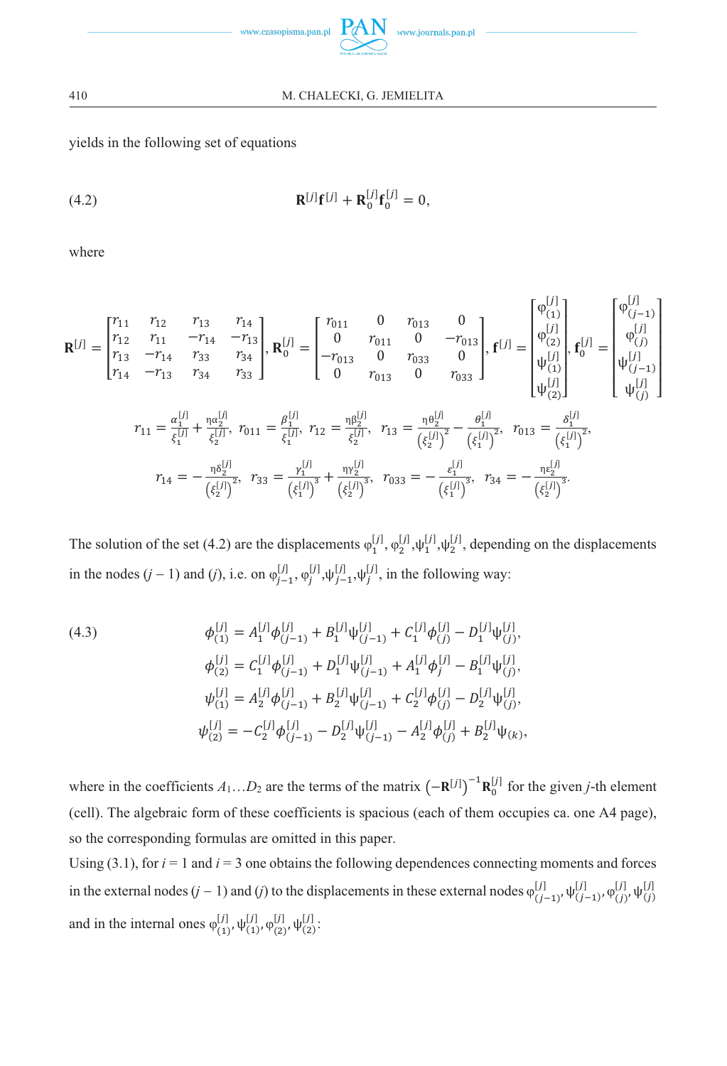yields in the following set of equations

$$\mathbf{R}^{[j]}\mathbf{f}^{[j]} + \mathbf{R}_0^{[j]}\mathbf{f}_0^{[j]} = 0, \tag{4.2}$$

where

$$\mathbf{R}^{[j]} = \begin{bmatrix} r_{11} & r_{12} & r_{13} & r_{14} \\ r_{12} & r_{11} & -r_{14} & -r_{13} \\ r_{13} & -r_{14} & r_{33} & r_{34} \\ r_{14} & -r_{13} & r_{34} & r_{33} \end{bmatrix}, \mathbf{R}_0^{[j]} = \begin{bmatrix} r_{011} & 0 & r_{013} & 0 \\ 0 & r_{011} & 0 & -r_{013} \\ -r_{013} & 0 & r_{033} & 0 \\ 0 & r_{013} & 0 & r_{033} \end{bmatrix}, \mathbf{f}^{[j]} = \begin{bmatrix} \varphi_{(1)}^{[j]} \\ \varphi_{(2)}^{[j]} \\ \psi_{(1)}^{[j]} \\ \psi_{(2)}^{[j]} \end{bmatrix}, \mathbf{f}_0^{[j]} = \begin{bmatrix} \varphi_{(j-1)}^{[j]} \\ \varphi_{(j)}^{[j]} \\ \psi_{(j-1)}^{[j]} \\ \psi_{(j)}^{[j]} \end{bmatrix}$$

$$r_{11} = \frac{\alpha_1^{[j]}}{\xi_1^{[j]}} + \frac{\eta\alpha_2^{[j]}}{\xi_2^{[j]}},\ r_{011} = \frac{\beta_1^{[j]}}{\xi_1^{[j]}},\ r_{12} = \frac{\eta\beta_2^{[j]}}{\xi_2^{[j]}},\ r_{13} = \frac{\eta\theta_2^{[j]}}{\left(\xi_2^{[j]}\right)^2} - \frac{\theta_1^{[j]}}{\left(\xi_1^{[j]}\right)^2},\ r_{013} = \frac{\delta_1^{[j]}}{\left(\xi_1^{[j]}\right)^2},$$

$$r_{14} = -\frac{\eta\delta_2^{[j]}}{\left(\xi_2^{[j]}\right)^2},\ r_{33} = \frac{\gamma_1^{[j]}}{\left(\xi_1^{[j]}\right)^3} + \frac{\eta\gamma_2^{[j]}}{\left(\xi_2^{[j]}\right)^3},\ r_{033} = -\frac{\varepsilon_1^{[j]}}{\left(\xi_1^{[j]}\right)^3},\ r_{34} = -\frac{\eta\varepsilon_2^{[j]}}{\left(\xi_2^{[j]}\right)^3}.$$

The solution of the set (4.2) are the displacements $\varphi_1^{[j]}, \varphi_2^{[j]}, \psi_1^{[j]}, \psi_2^{[j]}$, depending on the displacements in the nodes ($j-1$) and ($j$), i.e. on $\varphi_{j-1}^{[j]}, \varphi_j^{[j]}, \psi_{j-1}^{[j]}, \psi_j^{[j]}$, in the following way:

$$\begin{aligned} \phi_{(1)}^{[j]} &= A_1^{[j]}\phi_{(j-1)}^{[j]} + B_1^{[j]}\psi_{(j-1)}^{[j]} + C_1^{[j]}\phi_{(j)}^{[j]} - D_1^{[j]}\psi_{(j)}^{[j]}, \\ \phi_{(2)}^{[j]} &= C_1^{[j]}\phi_{(j-1)}^{[j]} + D_1^{[j]}\psi_{(j-1)}^{[j]} + A_1^{[j]}\phi_j^{[j]} - B_1^{[j]}\psi_{(j)}^{[j]}, \\ \psi_{(1)}^{[j]} &= A_2^{[j]}\phi_{(j-1)}^{[j]} + B_2^{[j]}\psi_{(j-1)}^{[j]} + C_2^{[j]}\phi_{(j)}^{[j]} - D_2^{[j]}\psi_{(j)}^{[j]}, \\ \psi_{(2)}^{[j]} &= -C_2^{[j]}\phi_{(j-1)}^{[j]} - D_2^{[j]}\psi_{(j-1)}^{[j]} - A_2^{[j]}\phi_{(j)}^{[j]} + B_2^{[j]}\psi_{(k)}, \end{aligned} \tag{4.3}$$

where in the coefficients $A_1 \ldots D_2$ are the terms of the matrix $\left(-\mathbf{R}^{[j]}\right)^{-1}\mathbf{R}_0^{[j]}$ for the given $j$-th element (cell). The algebraic form of these coefficients is spacious (each of them occupies ca. one A4 page), so the corresponding formulas are omitted in this paper.

Using (3.1), for $i = 1$ and $i = 3$ one obtains the following dependences connecting moments and forces in the external nodes ($j-1$) and ($j$) to the displacements in these external nodes $\varphi_{(j-1)}^{[j]}, \psi_{(j-1)}^{[j]}, \varphi_{(j)}^{[j]}, \psi_{(j)}^{[j]}$ and in the internal ones $\varphi_{(1)}^{[j]}, \psi_{(1)}^{[j]}, \varphi_{(2)}^{[j]}, \psi_{(2)}^{[j]}$: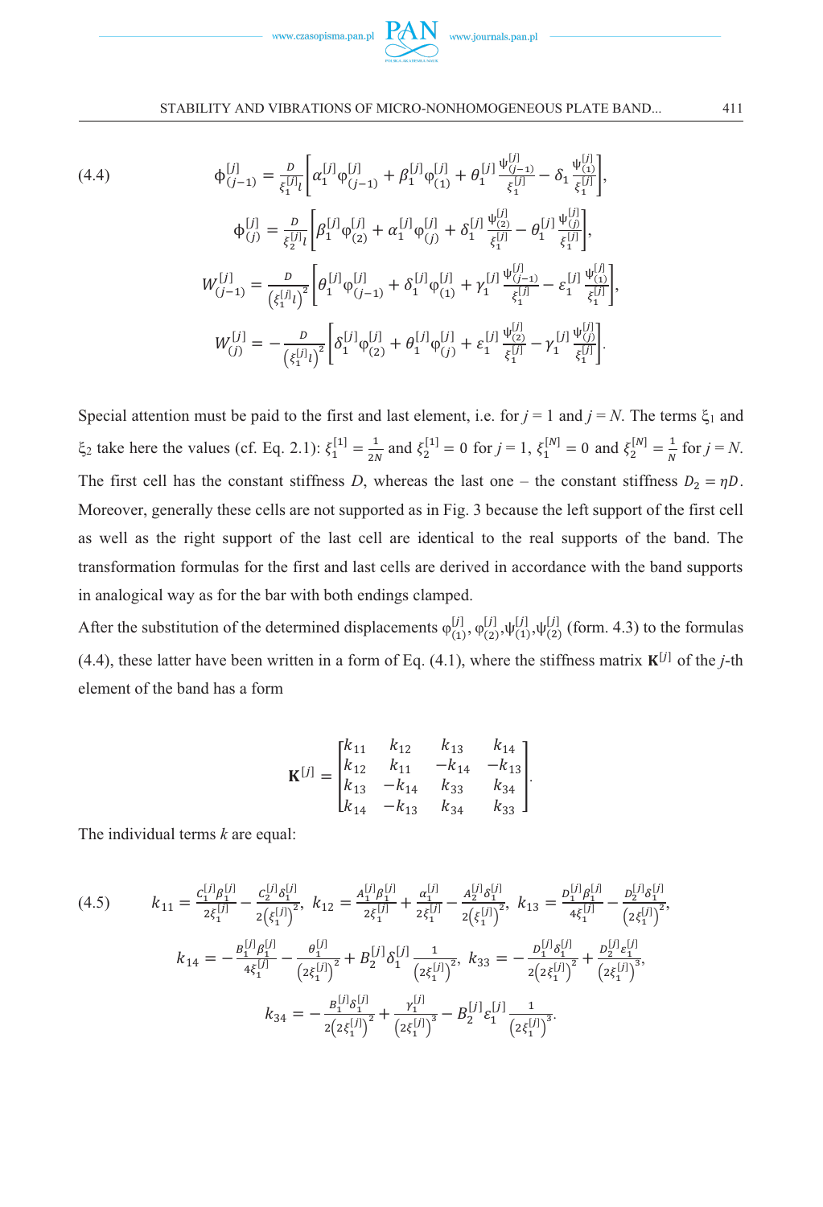$$
\phi_{(j-1)}^{[j]} = \frac{D}{\xi_1^{[j]} l}\left[\alpha_1^{[j]} \varphi_{(j-1)}^{[j]} + \beta_1^{[j]} \varphi_{(1)}^{[j]} + \theta_1^{[j]} \frac{\psi_{(j-1)}^{[j]}}{\xi_1^{[j]}} - \delta_1 \frac{\psi_{(1)}^{[j]}}{\xi_1^{[j]}}\right], \tag{4.4}
$$

$$
\phi_{(j)}^{[j]} = \frac{D}{\xi_2^{[j]} l}\left[\beta_1^{[j]} \varphi_{(2)}^{[j]} + \alpha_1^{[j]} \varphi_{(j)}^{[j]} + \delta_1^{[j]} \frac{\psi_{(2)}^{[j]}}{\xi_1^{[j]}} - \theta_1^{[j]} \frac{\psi_{(j)}^{[j]}}{\xi_1^{[j]}}\right],
$$

$$
W_{(j-1)}^{[j]} = \frac{D}{\left(\xi_1^{[j]} l\right)^2}\left[\theta_1^{[j]} \varphi_{(j-1)}^{[j]} + \delta_1^{[j]} \varphi_{(1)}^{[j]} + \gamma_1^{[j]} \frac{\psi_{(j-1)}^{[j]}}{\xi_1^{[j]}} - \varepsilon_1^{[j]} \frac{\psi_{(1)}^{[j]}}{\xi_1^{[j]}}\right],
$$

$$
W_{(j)}^{[j]} = -\frac{D}{\left(\xi_1^{[j]} l\right)^2}\left[\delta_1^{[j]} \varphi_{(2)}^{[j]} + \theta_1^{[j]} \varphi_{(j)}^{[j]} + \varepsilon_1^{[j]} \frac{\psi_{(2)}^{[j]}}{\xi_1^{[j]}} - \gamma_1^{[j]} \frac{\psi_{(j)}^{[j]}}{\xi_1^{[j]}}\right].
$$

Special attention must be paid to the first and last element, i.e. for $j = 1$ and $j = N$. The terms $\xi_1$ and $\xi_2$ take here the values (cf. Eq. 2.1): $\xi_1^{[1]} = \frac{1}{2N}$ and $\xi_2^{[1]} = 0$ for $j = 1$, $\xi_1^{[N]} = 0$ and $\xi_2^{[N]} = \frac{1}{N}$ for $j = N$. The first cell has the constant stiffness $D$, whereas the last one – the constant stiffness $D_2 = \eta D$. Moreover, generally these cells are not supported as in Fig. 3 because the left support of the first cell as well as the right support of the last cell are identical to the real supports of the band. The transformation formulas for the first and last cells are derived in accordance with the band supports in analogical way as for the bar with both endings clamped.

After the substitution of the determined displacements $\varphi_{(1)}^{[j]}, \varphi_{(2)}^{[j]}, \psi_{(1)}^{[j]}, \psi_{(2)}^{[j]}$ (form. 4.3) to the formulas (4.4), these latter have been written in a form of Eq. (4.1), where the stiffness matrix $\mathbf{K}^{[j]}$ of the $j$-th element of the band has a form

$$
\mathbf{K}^{[j]} = \begin{bmatrix} k_{11} & k_{12} & k_{13} & k_{14} \\ k_{12} & k_{11} & -k_{14} & -k_{13} \\ k_{13} & -k_{14} & k_{33} & k_{34} \\ k_{14} & -k_{13} & k_{34} & k_{33} \end{bmatrix}.
$$

The individual terms $k$ are equal:

$$
k_{11} = \frac{C_1^{[j]} \beta_1^{[j]}}{2\xi_1^{[j]}} - \frac{C_2^{[j]} \delta_1^{[j]}}{2\left(\xi_1^{[j]}\right)^2}, \; k_{12} = \frac{A_1^{[j]} \beta_1^{[j]}}{2\xi_1^{[j]}} + \frac{\alpha_1^{[j]}}{2\xi_1^{[j]}} - \frac{A_2^{[j]} \delta_1^{[j]}}{2\left(\xi_1^{[j]}\right)^2}, \; k_{13} = \frac{D_1^{[j]} \beta_1^{[j]}}{4\xi_1^{[j]}} - \frac{D_2^{[j]} \delta_1^{[j]}}{\left(2\xi_1^{[j]}\right)^2}, \tag{4.5}
$$

$$
k_{14} = -\frac{B_1^{[j]} \beta_1^{[j]}}{4\xi_1^{[j]}} - \frac{\theta_1^{[j]}}{\left(2\xi_1^{[j]}\right)^2} + B_2^{[j]} \delta_1^{[j]} \frac{1}{\left(2\xi_1^{[j]}\right)^2}, \; k_{33} = -\frac{D_1^{[j]} \delta_1^{[j]}}{2\left(2\xi_1^{[j]}\right)^2} + \frac{D_2^{[j]} \varepsilon_1^{[j]}}{\left(2\xi_1^{[j]}\right)^3},
$$

$$
k_{34} = -\frac{B_1^{[j]} \delta_1^{[j]}}{2\left(2\xi_1^{[j]}\right)^2} + \frac{\gamma_1^{[j]}}{\left(2\xi_1^{[j]}\right)^3} - B_2^{[j]} \varepsilon_1^{[j]} \frac{1}{\left(2\xi_1^{[j]}\right)^3}.
$$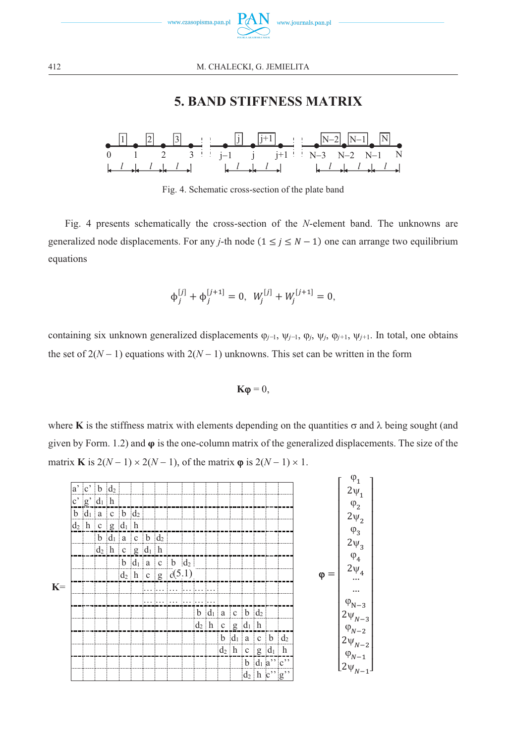## 5. BAND STIFFNESS MATRIX

Fig. 4. Schematic cross-section of the plate band

Fig. 4 presents schematically the cross-section of the $N$-element band. The unknowns are generalized node displacements. For any $j$-th node ($1 \leq j \leq N-1$) one can arrange two equilibrium equations

$$\phi_j^{[j]} + \phi_j^{[j+1]} = 0, \;\; W_j^{[j]} + W_j^{[j+1]} = 0,$$

containing six unknown generalized displacements $\varphi_{j-1}$, $\psi_{j-1}$, $\varphi_j$, $\psi_j$, $\varphi_{j+1}$, $\psi_{j+1}$. In total, one obtains the set of $2(N-1)$ equations with $2(N-1)$ unknowns. This set can be written in the form

$$\mathbf{K}\boldsymbol{\varphi} = 0,$$

where $\mathbf{K}$ is the stiffness matrix with elements depending on the quantities $\sigma$ and $\lambda$ being sought (and given by Form. 1.2) and $\boldsymbol{\varphi}$ is the one-column matrix of the generalized displacements. The size of the matrix $\mathbf{K}$ is $2(N-1) \times 2(N-1)$, of the matrix $\boldsymbol{\varphi}$ is $2(N-1) \times 1$.

$$\mathbf{K} = \begin{bmatrix}
a' & c' & b & d_2 & & & & & & & & & & & & & & \\
c' & g' & d_1 & h & & & & & & & & & & & & & & \\
b & d_1 & a & c & b & d_2 & & & & & & & & & & & & \\
d_2 & h & c & g & d_1 & h & & & & & & & & & & & & \\
 & & b & d_1 & a & c & b & d_2 & & & & & & & & & & \\
 & & d_2 & h & c & g & d_1 & h & & & & & & & & & & \\
 & & & & b & d_1 & a & c & b & d_2 & & & & & & & & \\
 & & & & d_2 & h & c & g & c & & & & & & & & & \\
 & & & & & & \ldots & \ldots & \ldots & \ldots & \ldots & \ldots & & & & & & \\
 & & & & & & \ldots & \ldots & \ldots & \ldots & \ldots & \ldots & & & & & & \\
 & & & & & & & & & & b & d_1 & a & c & b & d_2 & & \\
 & & & & & & & & & & d_2 & h & c & g & d_1 & h & & \\
 & & & & & & & & & & & & b & d_1 & a & c & b & d_2 \\
 & & & & & & & & & & & & d_2 & h & c & g & d_1 & h \\
 & & & & & & & & & & & & & & b & d_1 & a'' & c'' \\
 & & & & & & & & & & & & & & d_2 & h & c'' & g''
\end{bmatrix} \quad (5.1) \qquad
\boldsymbol{\varphi} = \begin{bmatrix}
\varphi_1 \\ 2\psi_1 \\ \varphi_2 \\ 2\psi_2 \\ \varphi_3 \\ 2\psi_3 \\ \varphi_4 \\ 2\psi_4 \\ \ldots \\ \ldots \\ \varphi_{N-3} \\ 2\psi_{N-3} \\ \varphi_{N-2} \\ 2\psi_{N-2} \\ \varphi_{N-1} \\ 2\psi_{N-1}
\end{bmatrix}$$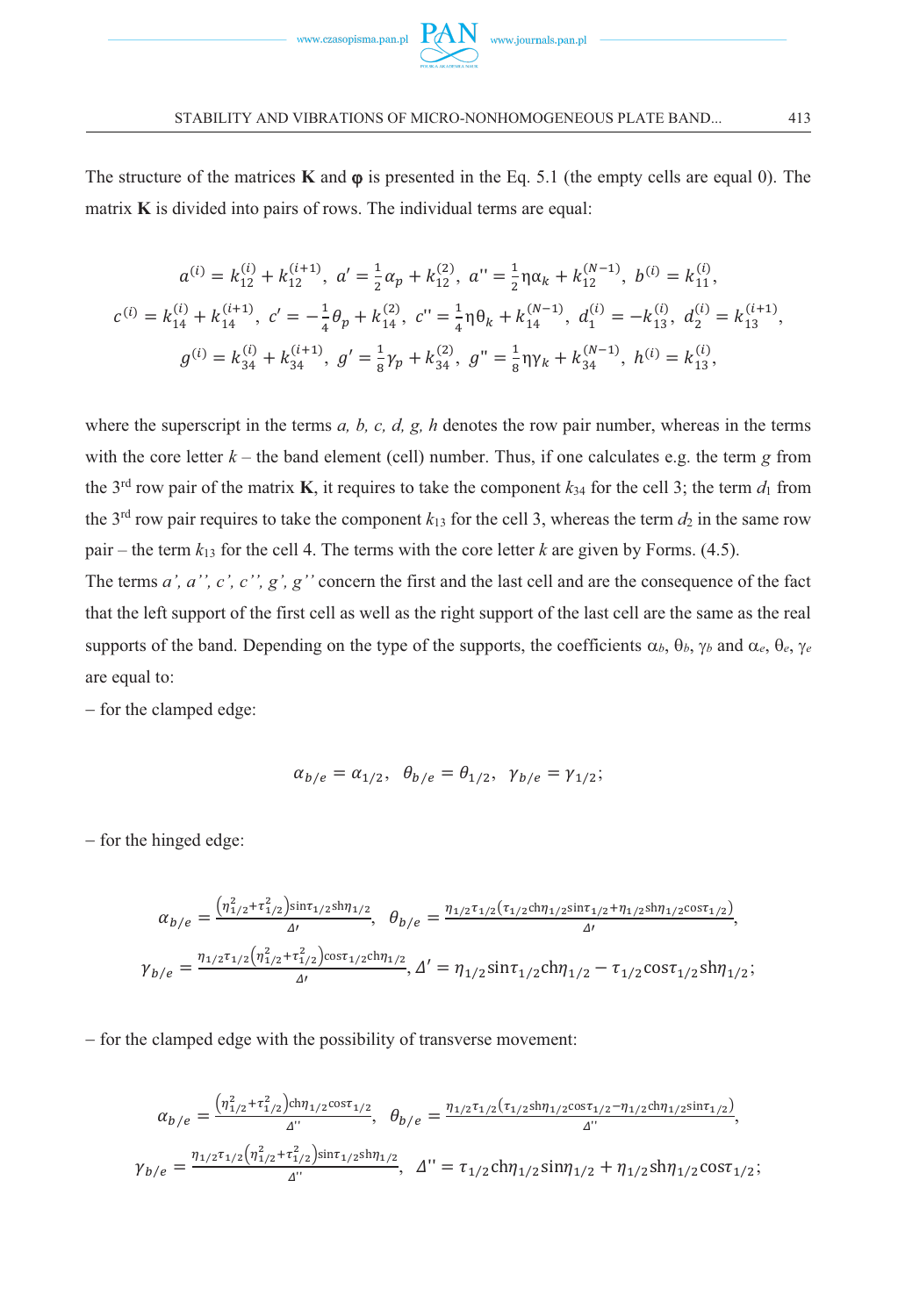The structure of the matrices **K** and **φ** is presented in the Eq. 5.1 (the empty cells are equal 0). The matrix **K** is divided into pairs of rows. The individual terms are equal:

$$
a^{(i)} = k_{12}^{(i)} + k_{12}^{(i+1)},\ a' = \tfrac{1}{2}\alpha_p + k_{12}^{(2)},\ a'' = \tfrac{1}{2}\eta\alpha_k + k_{12}^{(N-1)},\ b^{(i)} = k_{11}^{(i)},
$$
$$
c^{(i)} = k_{14}^{(i)} + k_{14}^{(i+1)},\ c' = -\tfrac{1}{4}\theta_p + k_{14}^{(2)},\ c'' = \tfrac{1}{4}\eta\theta_k + k_{14}^{(N-1)},\ d_1^{(i)} = -k_{13}^{(i)},\ d_2^{(i)} = k_{13}^{(i+1)},
$$
$$
g^{(i)} = k_{34}^{(i)} + k_{34}^{(i+1)},\ g' = \tfrac{1}{8}\gamma_p + k_{34}^{(2)},\ g'' = \tfrac{1}{8}\eta\gamma_k + k_{34}^{(N-1)},\ h^{(i)} = k_{13}^{(i)},
$$

where the superscript in the terms *a, b, c, d, g, h* denotes the row pair number, whereas in the terms with the core letter *k* – the band element (cell) number. Thus, if one calculates e.g. the term *g* from the 3rd row pair of the matrix **K**, it requires to take the component $k_{34}$ for the cell 3; the term $d_1$ from the 3rd row pair requires to take the component $k_{13}$ for the cell 3, whereas the term $d_2$ in the same row pair – the term $k_{13}$ for the cell 4. The terms with the core letter *k* are given by Forms. (4.5).

The terms *a', a'', c', c'', g', g''* concern the first and the last cell and are the consequence of the fact that the left support of the first cell as well as the right support of the last cell are the same as the real supports of the band. Depending on the type of the supports, the coefficients $\alpha_b$, $\theta_b$, $\gamma_b$ and $\alpha_e$, $\theta_e$, $\gamma_e$ are equal to:

– for the clamped edge:

$$
\alpha_{b/e} = \alpha_{1/2},\quad \theta_{b/e} = \theta_{1/2},\quad \gamma_{b/e} = \gamma_{1/2};
$$

– for the hinged edge:

$$
\alpha_{b/e} = \frac{\left(\eta_{1/2}^2+\tau_{1/2}^2\right)\sin\tau_{1/2}\,\mathrm{sh}\,\eta_{1/2}}{\Delta'},\quad \theta_{b/e} = \frac{\eta_{1/2}\tau_{1/2}\left(\tau_{1/2}\,\mathrm{ch}\,\eta_{1/2}\sin\tau_{1/2}+\eta_{1/2}\,\mathrm{sh}\,\eta_{1/2}\cos\tau_{1/2}\right)}{\Delta'},
$$
$$
\gamma_{b/e} = \frac{\eta_{1/2}\tau_{1/2}\left(\eta_{1/2}^2+\tau_{1/2}^2\right)\cos\tau_{1/2}\,\mathrm{ch}\,\eta_{1/2}}{\Delta'},\ \Delta' = \eta_{1/2}\sin\tau_{1/2}\,\mathrm{ch}\,\eta_{1/2} - \tau_{1/2}\cos\tau_{1/2}\,\mathrm{sh}\,\eta_{1/2};
$$

– for the clamped edge with the possibility of transverse movement:

$$
\alpha_{b/e} = \frac{\left(\eta_{1/2}^2+\tau_{1/2}^2\right)\mathrm{ch}\,\eta_{1/2}\cos\tau_{1/2}}{\Delta''},\quad \theta_{b/e} = \frac{\eta_{1/2}\tau_{1/2}\left(\tau_{1/2}\,\mathrm{sh}\,\eta_{1/2}\cos\tau_{1/2}-\eta_{1/2}\,\mathrm{ch}\,\eta_{1/2}\sin\tau_{1/2}\right)}{\Delta''},
$$
$$
\gamma_{b/e} = \frac{\eta_{1/2}\tau_{1/2}\left(\eta_{1/2}^2+\tau_{1/2}^2\right)\sin\tau_{1/2}\,\mathrm{sh}\,\eta_{1/2}}{\Delta''},\quad \Delta'' = \tau_{1/2}\,\mathrm{ch}\,\eta_{1/2}\sin\eta_{1/2} + \eta_{1/2}\,\mathrm{sh}\,\eta_{1/2}\cos\tau_{1/2};
$$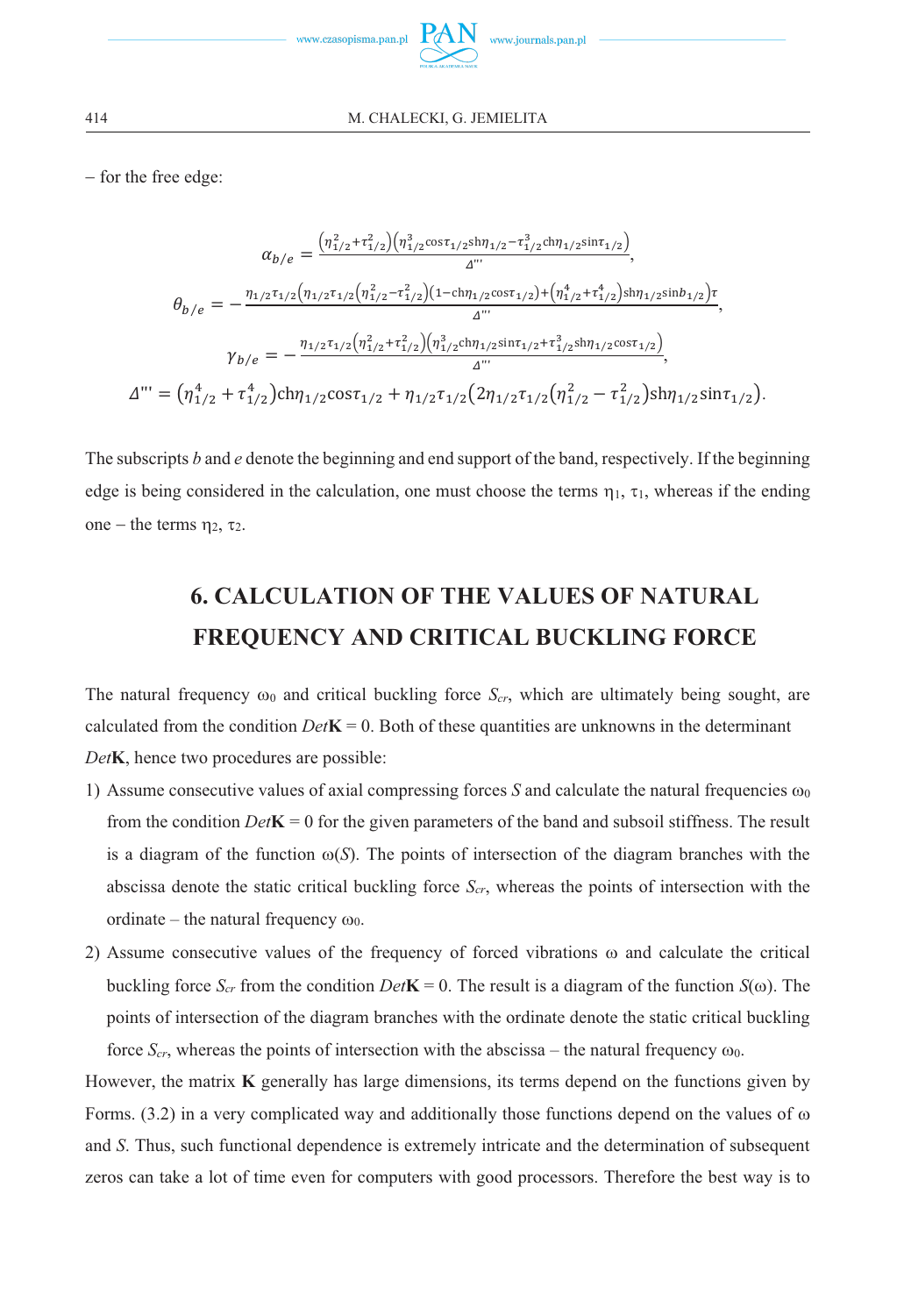– for the free edge:

$$\alpha_{b/e} = \frac{\left(\eta_{1/2}^2+\tau_{1/2}^2\right)\left(\eta_{1/2}^3\cos\tau_{1/2}\mathrm{sh}\eta_{1/2}-\tau_{1/2}^3\mathrm{ch}\eta_{1/2}\sin\tau_{1/2}\right)}{\Delta'''},$$

$$\theta_{b/e} = -\frac{\eta_{1/2}\tau_{1/2}\left(\eta_{1/2}\tau_{1/2}\left(\eta_{1/2}^2-\tau_{1/2}^2\right)\left(1-\mathrm{ch}\eta_{1/2}\cos\tau_{1/2}\right)+\left(\eta_{1/2}^4+\tau_{1/2}^4\right)\mathrm{sh}\eta_{1/2}\sin b_{1/2}\right)\tau}{\Delta'''},$$

$$\gamma_{b/e} = -\frac{\eta_{1/2}\tau_{1/2}\left(\eta_{1/2}^2+\tau_{1/2}^2\right)\left(\eta_{1/2}^3\mathrm{ch}\eta_{1/2}\sin\tau_{1/2}+\tau_{1/2}^3\mathrm{sh}\eta_{1/2}\cos\tau_{1/2}\right)}{\Delta'''},$$

$$\Delta''' = \left(\eta_{1/2}^4+\tau_{1/2}^4\right)\mathrm{ch}\eta_{1/2}\cos\tau_{1/2} + \eta_{1/2}\tau_{1/2}\left(2\eta_{1/2}\tau_{1/2}\left(\eta_{1/2}^2-\tau_{1/2}^2\right)\mathrm{sh}\eta_{1/2}\sin\tau_{1/2}\right).$$

The subscripts *b* and *e* denote the beginning and end support of the band, respectively. If the beginning edge is being considered in the calculation, one must choose the terms $\eta_1$, $\tau_1$, whereas if the ending one – the terms $\eta_2$, $\tau_2$.

# 6. CALCULATION OF THE VALUES OF NATURAL FREQUENCY AND CRITICAL BUCKLING FORCE

The natural frequency $\omega_0$ and critical buckling force $S_{cr}$, which are ultimately being sought, are calculated from the condition $Det\mathbf{K} = 0$. Both of these quantities are unknowns in the determinant $Det\mathbf{K}$, hence two procedures are possible:

1) Assume consecutive values of axial compressing forces $S$ and calculate the natural frequencies $\omega_0$ from the condition $Det\mathbf{K} = 0$ for the given parameters of the band and subsoil stiffness. The result is a diagram of the function $\omega(S)$. The points of intersection of the diagram branches with the abscissa denote the static critical buckling force $S_{cr}$, whereas the points of intersection with the ordinate – the natural frequency $\omega_0$.
2) Assume consecutive values of the frequency of forced vibrations $\omega$ and calculate the critical buckling force $S_{cr}$ from the condition $Det\mathbf{K} = 0$. The result is a diagram of the function $S(\omega)$. The points of intersection of the diagram branches with the ordinate denote the static critical buckling force $S_{cr}$, whereas the points of intersection with the abscissa – the natural frequency $\omega_0$.

However, the matrix $\mathbf{K}$ generally has large dimensions, its terms depend on the functions given by Forms. (3.2) in a very complicated way and additionally those functions depend on the values of $\omega$ and $S$. Thus, such functional dependence is extremely intricate and the determination of subsequent zeros can take a lot of time even for computers with good processors. Therefore the best way is to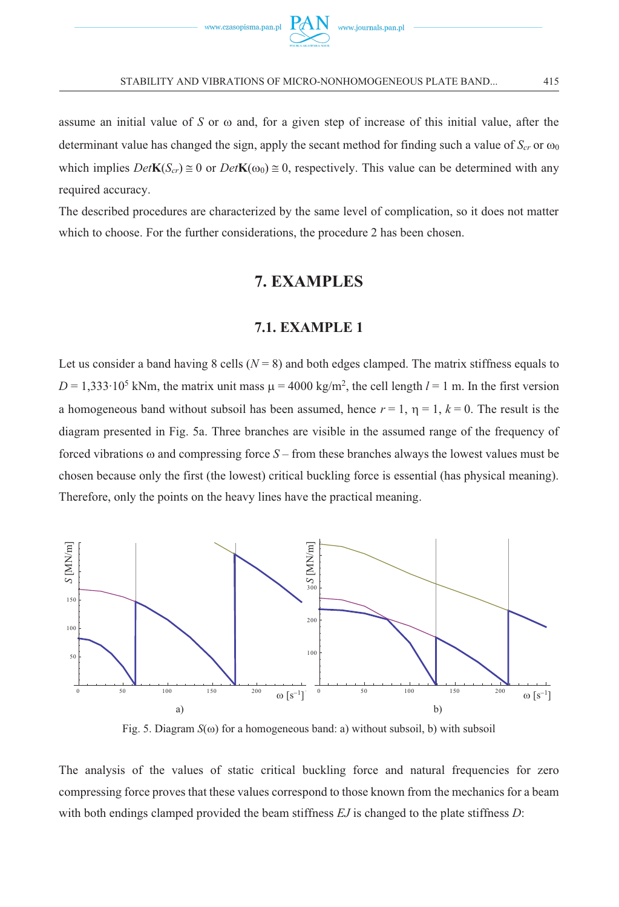assume an initial value of $S$ or $\omega$ and, for a given step of increase of this initial value, after the determinant value has changed the sign, apply the secant method for finding such a value of $S_{cr}$ or $\omega_0$ which implies $Det\mathbf{K}(S_{cr}) \cong 0$ or $Det\mathbf{K}(\omega_0) \cong 0$, respectively. This value can be determined with any required accuracy.

The described procedures are characterized by the same level of complication, so it does not matter which to choose. For the further considerations, the procedure 2 has been chosen.

## 7. EXAMPLES

### 7.1. EXAMPLE 1

Let us consider a band having 8 cells ($N = 8$) and both edges clamped. The matrix stiffness equals to $D = 1{,}333 \cdot 10^5$ kNm, the matrix unit mass $\mu = 4000$ kg/m$^2$, the cell length $l = 1$ m. In the first version a homogeneous band without subsoil has been assumed, hence $r = 1$, $\eta = 1$, $k = 0$. The result is the diagram presented in Fig. 5a. Three branches are visible in the assumed range of the frequency of forced vibrations $\omega$ and compressing force $S$ – from these branches always the lowest values must be chosen because only the first (the lowest) critical buckling force is essential (has physical meaning). Therefore, only the points on the heavy lines have the practical meaning.

Fig. 5. Diagram $S(\omega)$ for a homogeneous band: a) without subsoil, b) with subsoil

The analysis of the values of static critical buckling force and natural frequencies for zero compressing force proves that these values correspond to those known from the mechanics for a beam with both endings clamped provided the beam stiffness $EJ$ is changed to the plate stiffness $D$: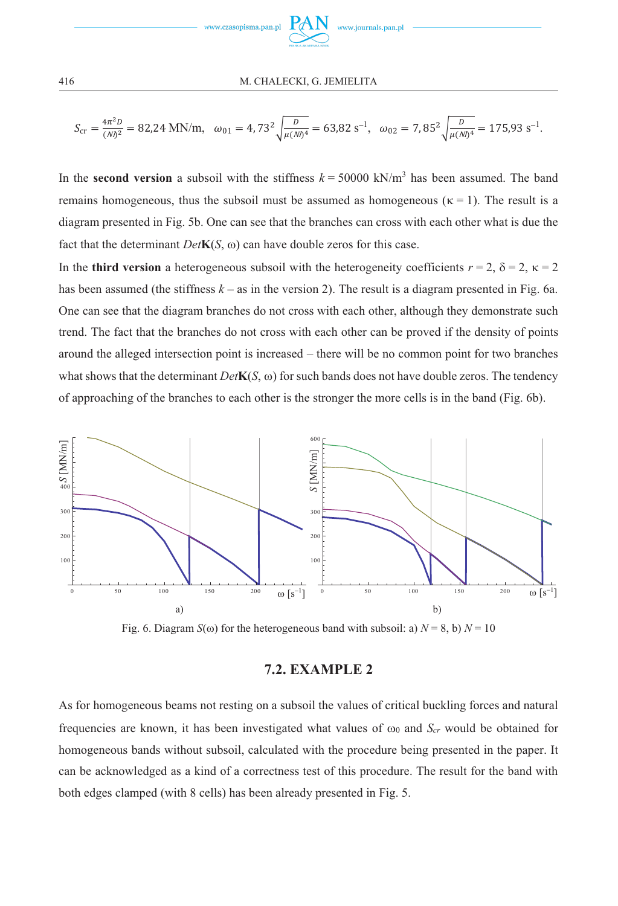$$S_{cr} = \frac{4\pi^2 D}{(Nl)^2} = 82{,}24 \text{ MN/m}, \quad \omega_{01} = 4{,}73^2\sqrt{\frac{D}{\mu(Nl)^4}} = 63{,}82 \text{ s}^{-1}, \quad \omega_{02} = 7{,}85^2\sqrt{\frac{D}{\mu(Nl)^4}} = 175{,}93 \text{ s}^{-1}.$$

In the **second version** a subsoil with the stiffness $k = 50000$ kN/m$^3$ has been assumed. The band remains homogeneous, thus the subsoil must be assumed as homogeneous ($\kappa = 1$). The result is a diagram presented in Fig. 5b. One can see that the branches can cross with each other what is due the fact that the determinant $Det\mathbf{K}(S, \omega)$ can have double zeros for this case.

In the **third version** a heterogeneous subsoil with the heterogeneity coefficients $r = 2$, $\delta = 2$, $\kappa = 2$ has been assumed (the stiffness $k$ – as in the version 2). The result is a diagram presented in Fig. 6a. One can see that the diagram branches do not cross with each other, although they demonstrate such trend. The fact that the branches do not cross with each other can be proved if the density of points around the alleged intersection point is increased – there will be no common point for two branches what shows that the determinant $Det\mathbf{K}(S, \omega)$ for such bands does not have double zeros. The tendency of approaching of the branches to each other is the stronger the more cells is in the band (Fig. 6b).

Fig. 6. Diagram $S(\omega)$ for the heterogeneous band with subsoil: a) $N = 8$, b) $N = 10$

### 7.2. EXAMPLE 2

As for homogeneous beams not resting on a subsoil the values of critical buckling forces and natural frequencies are known, it has been investigated what values of $\omega_0$ and $S_{cr}$ would be obtained for homogeneous bands without subsoil, calculated with the procedure being presented in the paper. It can be acknowledged as a kind of a correctness test of this procedure. The result for the band with both edges clamped (with 8 cells) has been already presented in Fig. 5.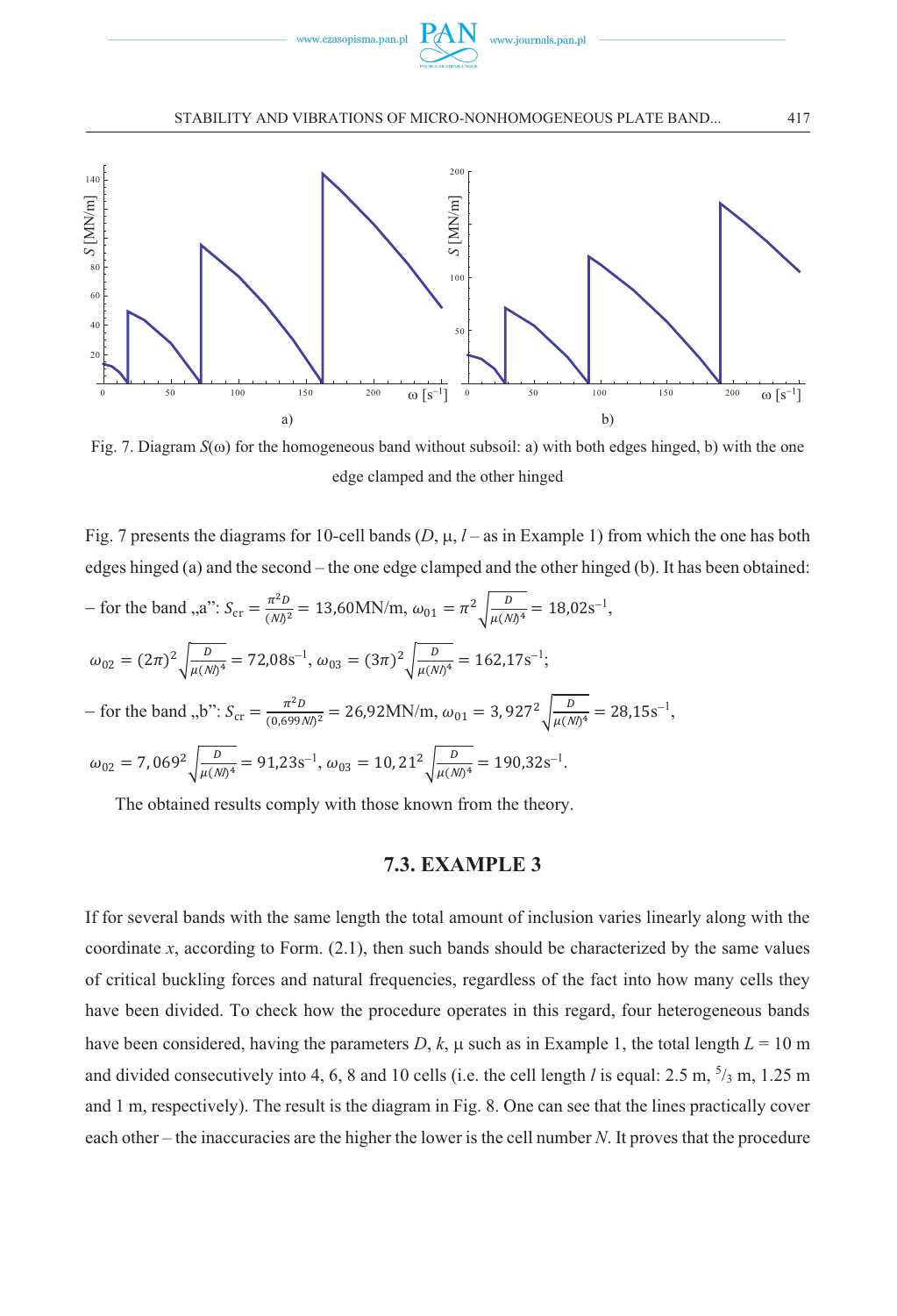Fig. 7. Diagram $S(\omega)$ for the homogeneous band without subsoil: a) with both edges hinged, b) with the one edge clamped and the other hinged

Fig. 7 presents the diagrams for 10-cell bands ($D$, $\mu$, $l$ – as in Example 1) from which the one has both edges hinged (a) and the second – the one edge clamped and the other hinged (b). It has been obtained:

– for the band „a": $S_{cr} = \frac{\pi^2 D}{(Nl)^2} = 13{,}60\text{MN/m}$, $\omega_{01} = \pi^2 \sqrt{\frac{D}{\mu (Nl)^4}} = 18{,}02\text{s}^{-1}$,

$\omega_{02} = (2\pi)^2 \sqrt{\frac{D}{\mu (Nl)^4}} = 72{,}08\text{s}^{-1}$, $\omega_{03} = (3\pi)^2 \sqrt{\frac{D}{\mu (Nl)^4}} = 162{,}17\text{s}^{-1}$;

– for the band „b": $S_{cr} = \frac{\pi^2 D}{(0{,}699 Nl)^2} = 26{,}92\text{MN/m}$, $\omega_{01} = 3{,}927^2 \sqrt{\frac{D}{\mu (Nl)^4}} = 28{,}15\text{s}^{-1}$,

$\omega_{02} = 7{,}069^2 \sqrt{\frac{D}{\mu (Nl)^4}} = 91{,}23\text{s}^{-1}$, $\omega_{03} = 10{,}21^2 \sqrt{\frac{D}{\mu (Nl)^4}} = 190{,}32\text{s}^{-1}$.

The obtained results comply with those known from the theory.

### 7.3. EXAMPLE 3

If for several bands with the same length the total amount of inclusion varies linearly along with the coordinate $x$, according to Form. (2.1), then such bands should be characterized by the same values of critical buckling forces and natural frequencies, regardless of the fact into how many cells they have been divided. To check how the procedure operates in this regard, four heterogeneous bands have been considered, having the parameters $D$, $k$, $\mu$ such as in Example 1, the total length $L = 10$ m and divided consecutively into 4, 6, 8 and 10 cells (i.e. the cell length $l$ is equal: 2.5 m, $^5/_3$ m, 1.25 m and 1 m, respectively). The result is the diagram in Fig. 8. One can see that the lines practically cover each other – the inaccuracies are the higher the lower is the cell number $N$. It proves that the procedure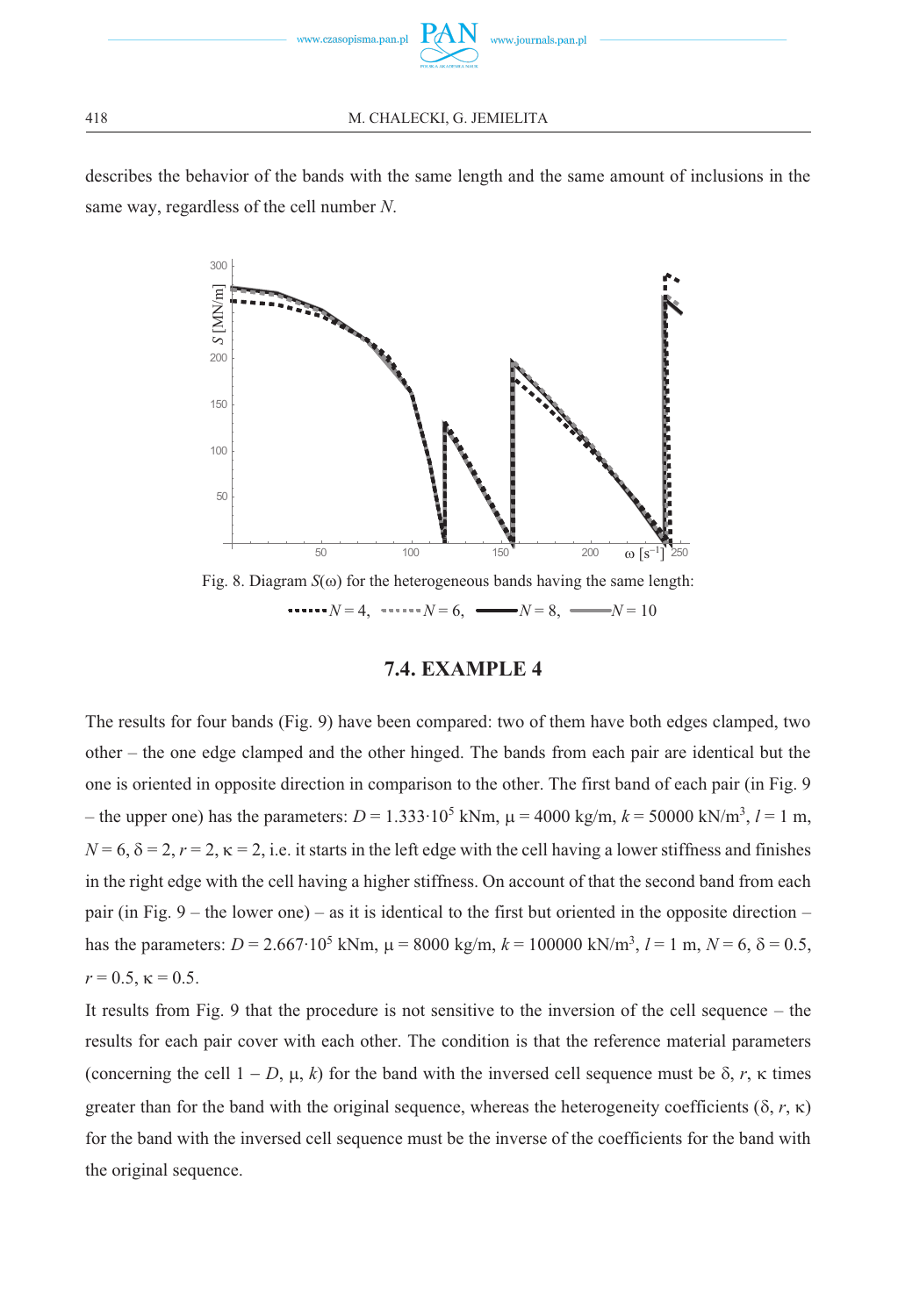describes the behavior of the bands with the same length and the same amount of inclusions in the same way, regardless of the cell number $N$.

Fig. 8. Diagram $S(\omega)$ for the heterogeneous bands having the same length: $N = 4$, $N = 6$, $N = 8$, $N = 10$

### 7.4. EXAMPLE 4

The results for four bands (Fig. 9) have been compared: two of them have both edges clamped, two other – the one edge clamped and the other hinged. The bands from each pair are identical but the one is oriented in opposite direction in comparison to the other. The first band of each pair (in Fig. 9 – the upper one) has the parameters: $D = 1.333 \cdot 10^5$ kNm, $\mu = 4000$ kg/m, $k = 50000$ kN/m$^3$, $l = 1$ m, $N = 6$, $\delta = 2$, $r = 2$, $\kappa = 2$, i.e. it starts in the left edge with the cell having a lower stiffness and finishes in the right edge with the cell having a higher stiffness. On account of that the second band from each pair (in Fig. 9 – the lower one) – as it is identical to the first but oriented in the opposite direction – has the parameters: $D = 2.667 \cdot 10^5$ kNm, $\mu = 8000$ kg/m, $k = 100000$ kN/m$^3$, $l = 1$ m, $N = 6$, $\delta = 0.5$, $r = 0.5$, $\kappa = 0.5$.

It results from Fig. 9 that the procedure is not sensitive to the inversion of the cell sequence – the results for each pair cover with each other. The condition is that the reference material parameters (concerning the cell 1 – $D$, $\mu$, $k$) for the band with the inversed cell sequence must be $\delta$, $r$, $\kappa$ times greater than for the band with the original sequence, whereas the heterogeneity coefficients ($\delta$, $r$, $\kappa$) for the band with the inversed cell sequence must be the inverse of the coefficients for the band with the original sequence.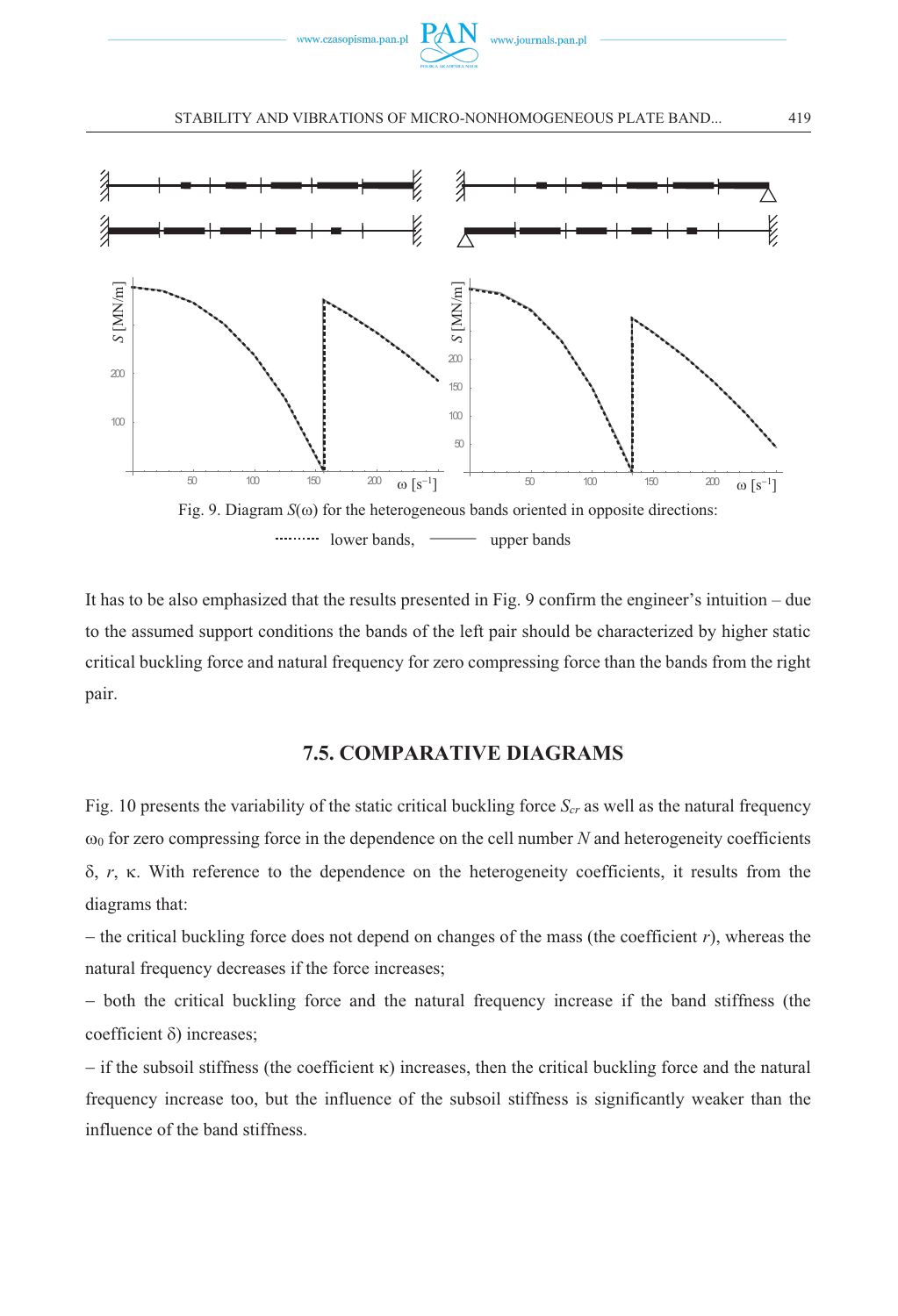Fig. 9. Diagram $S(\omega)$ for the heterogeneous bands oriented in opposite directions: ·········· lower bands, ——— upper bands

It has to be also emphasized that the results presented in Fig. 9 confirm the engineer's intuition – due to the assumed support conditions the bands of the left pair should be characterized by higher static critical buckling force and natural frequency for zero compressing force than the bands from the right pair.

## 7.5. COMPARATIVE DIAGRAMS

Fig. 10 presents the variability of the static critical buckling force $S_{cr}$ as well as the natural frequency $\omega_0$ for zero compressing force in the dependence on the cell number $N$ and heterogeneity coefficients $\delta$, $r$, $\kappa$. With reference to the dependence on the heterogeneity coefficients, it results from the diagrams that:

– the critical buckling force does not depend on changes of the mass (the coefficient $r$), whereas the natural frequency decreases if the force increases;

– both the critical buckling force and the natural frequency increase if the band stiffness (the coefficient $\delta$) increases;

– if the subsoil stiffness (the coefficient $\kappa$) increases, then the critical buckling force and the natural frequency increase too, but the influence of the subsoil stiffness is significantly weaker than the influence of the band stiffness.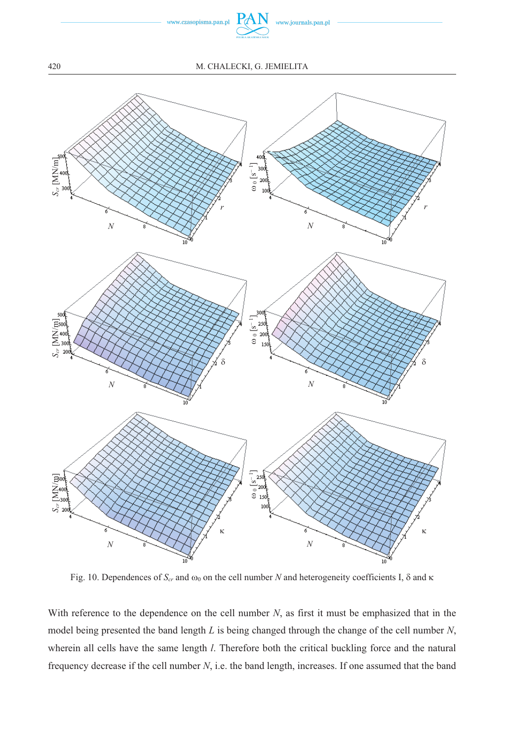Fig. 10. Dependences of $S_{cr}$ and $\omega_0$ on the cell number $N$ and heterogeneity coefficients I, $\delta$ and $\kappa$

With reference to the dependence on the cell number $N$, as first it must be emphasized that in the model being presented the band length $L$ is being changed through the change of the cell number $N$, wherein all cells have the same length $l$. Therefore both the critical buckling force and the natural frequency decrease if the cell number $N$, i.e. the band length, increases. If one assumed that the band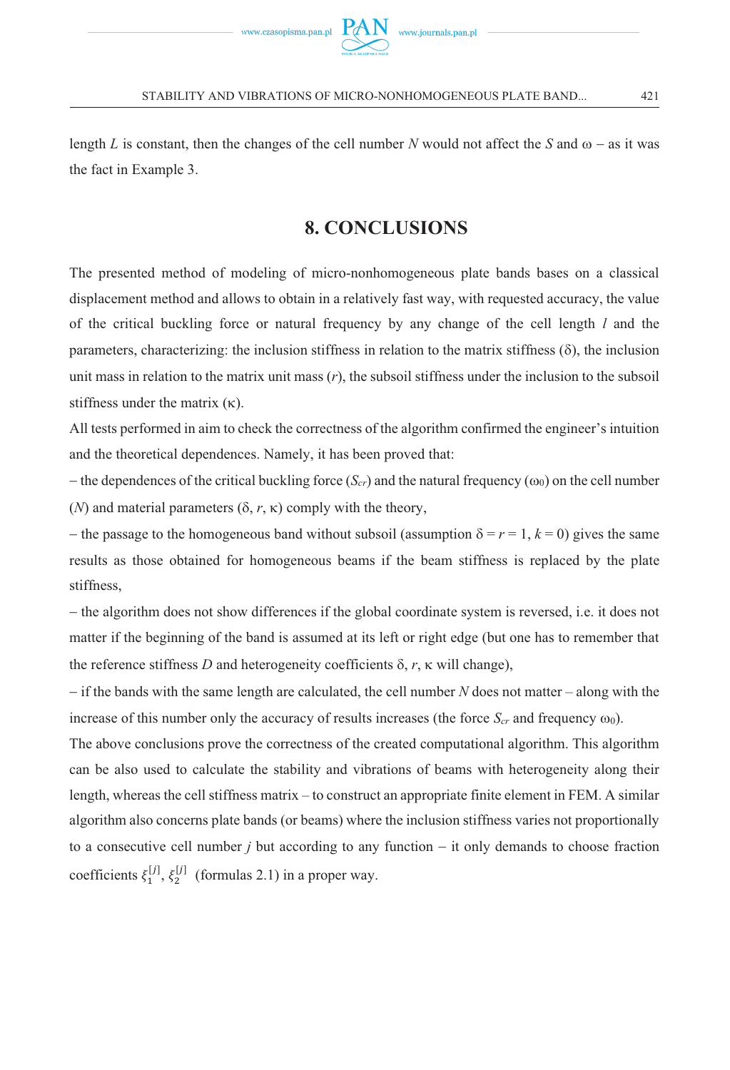length $L$ is constant, then the changes of the cell number $N$ would not affect the $S$ and $\omega$ – as it was the fact in Example 3.

## 8. CONCLUSIONS

The presented method of modeling of micro-nonhomogeneous plate bands bases on a classical displacement method and allows to obtain in a relatively fast way, with requested accuracy, the value of the critical buckling force or natural frequency by any change of the cell length $l$ and the parameters, characterizing: the inclusion stiffness in relation to the matrix stiffness ($\delta$), the inclusion unit mass in relation to the matrix unit mass ($r$), the subsoil stiffness under the inclusion to the subsoil stiffness under the matrix ($\kappa$).

All tests performed in aim to check the correctness of the algorithm confirmed the engineer's intuition and the theoretical dependences. Namely, it has been proved that:

– the dependences of the critical buckling force ($S_{cr}$) and the natural frequency ($\omega_0$) on the cell number ($N$) and material parameters ($\delta$, $r$, $\kappa$) comply with the theory,

– the passage to the homogeneous band without subsoil (assumption $\delta = r = 1$, $k = 0$) gives the same results as those obtained for homogeneous beams if the beam stiffness is replaced by the plate stiffness,

– the algorithm does not show differences if the global coordinate system is reversed, i.e. it does not matter if the beginning of the band is assumed at its left or right edge (but one has to remember that the reference stiffness $D$ and heterogeneity coefficients $\delta$, $r$, $\kappa$ will change),

– if the bands with the same length are calculated, the cell number $N$ does not matter – along with the increase of this number only the accuracy of results increases (the force $S_{cr}$ and frequency $\omega_0$).

The above conclusions prove the correctness of the created computational algorithm. This algorithm can be also used to calculate the stability and vibrations of beams with heterogeneity along their length, whereas the cell stiffness matrix – to construct an appropriate finite element in FEM. A similar algorithm also concerns plate bands (or beams) where the inclusion stiffness varies not proportionally to a consecutive cell number $j$ but according to any function – it only demands to choose fraction coefficients $\xi_1^{[j]}$, $\xi_2^{[j]}$ (formulas 2.1) in a proper way.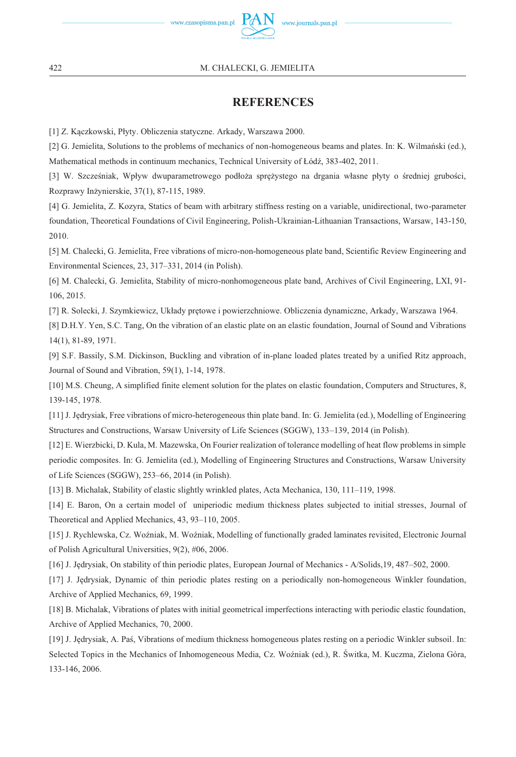## REFERENCES

[1] Z. Kączkowski, Płyty. Obliczenia statyczne. Arkady, Warszawa 2000.

[2] G. Jemielita, Solutions to the problems of mechanics of non-homogeneous beams and plates. In: K. Wilmański (ed.), Mathematical methods in continuum mechanics, Technical University of Łódź, 383-402, 2011.

[3] W. Szcześniak, Wpływ dwuparametrowego podłoża sprężystego na drgania własne płyty o średniej grubości, Rozprawy Inżynierskie, 37(1), 87-115, 1989.

[4] G. Jemielita, Z. Kozyra, Statics of beam with arbitrary stiffness resting on a variable, unidirectional, two-parameter foundation, Theoretical Foundations of Civil Engineering, Polish-Ukrainian-Lithuanian Transactions, Warsaw, 143-150, 2010.

[5] M. Chalecki, G. Jemielita, Free vibrations of micro-non-homogeneous plate band, Scientific Review Engineering and Environmental Sciences, 23, 317–331, 2014 (in Polish).

[6] M. Chalecki, G. Jemielita, Stability of micro-nonhomogeneous plate band, Archives of Civil Engineering, LXI, 91-106, 2015.

[7] R. Solecki, J. Szymkiewicz, Układy prętowe i powierzchniowe. Obliczenia dynamiczne, Arkady, Warszawa 1964.

[8] D.H.Y. Yen, S.C. Tang, On the vibration of an elastic plate on an elastic foundation, Journal of Sound and Vibrations 14(1), 81-89, 1971.

[9] S.F. Bassily, S.M. Dickinson, Buckling and vibration of in-plane loaded plates treated by a unified Ritz approach, Journal of Sound and Vibration, 59(1), 1-14, 1978.

[10] M.S. Cheung, A simplified finite element solution for the plates on elastic foundation, Computers and Structures, 8, 139-145, 1978.

[11] J. Jędrysiak, Free vibrations of micro-heterogeneous thin plate band. In: G. Jemielita (ed.), Modelling of Engineering Structures and Constructions, Warsaw University of Life Sciences (SGGW), 133–139, 2014 (in Polish).

[12] E. Wierzbicki, D. Kula, M. Mazewska, On Fourier realization of tolerance modelling of heat flow problems in simple periodic composites. In: G. Jemielita (ed.), Modelling of Engineering Structures and Constructions, Warsaw University of Life Sciences (SGGW), 253–66, 2014 (in Polish).

[13] B. Michalak, Stability of elastic slightly wrinkled plates, Acta Mechanica, 130, 111–119, 1998.

[14] E. Baron, On a certain model of uniperiodic medium thickness plates subjected to initial stresses, Journal of Theoretical and Applied Mechanics, 43, 93–110, 2005.

[15] J. Rychlewska, Cz. Woźniak, M. Woźniak, Modelling of functionally graded laminates revisited, Electronic Journal of Polish Agricultural Universities, 9(2), #06, 2006.

[16] J. Jędrysiak, On stability of thin periodic plates, European Journal of Mechanics - A/Solids,19, 487–502, 2000.

[17] J. Jędrysiak, Dynamic of thin periodic plates resting on a periodically non-homogeneous Winkler foundation, Archive of Applied Mechanics, 69, 1999.

[18] B. Michalak, Vibrations of plates with initial geometrical imperfections interacting with periodic elastic foundation, Archive of Applied Mechanics, 70, 2000.

[19] J. Jędrysiak, A. Paś, Vibrations of medium thickness homogeneous plates resting on a periodic Winkler subsoil. In: Selected Topics in the Mechanics of Inhomogeneous Media, Cz. Woźniak (ed.), R. Świtka, M. Kuczma, Zielona Góra, 133-146, 2006.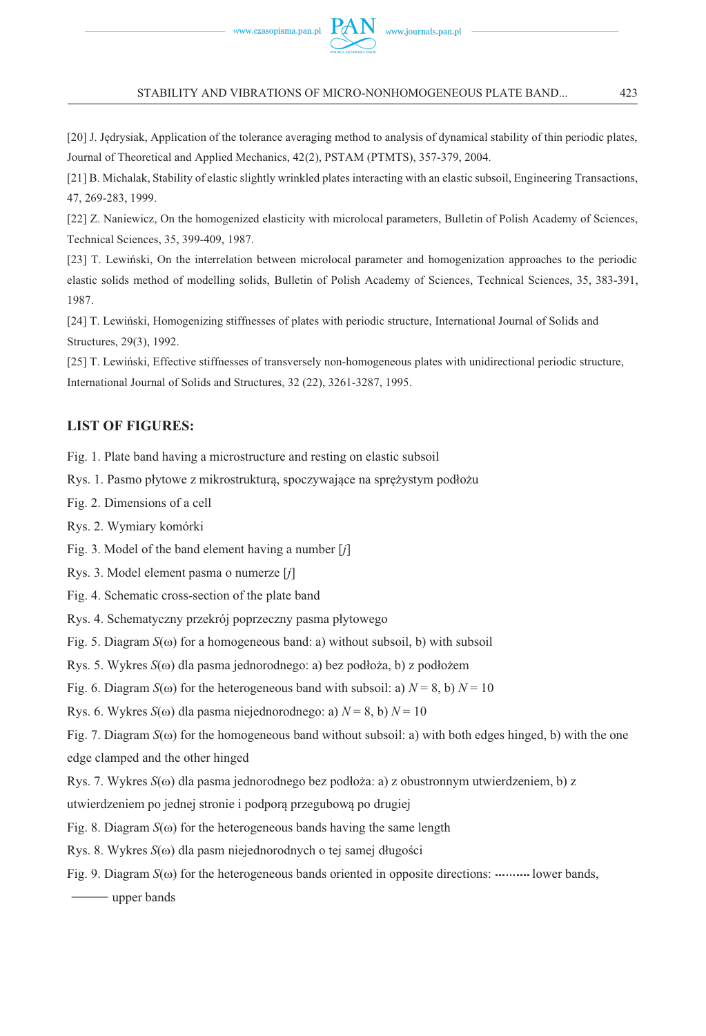[20] J. Jędrysiak, Application of the tolerance averaging method to analysis of dynamical stability of thin periodic plates, Journal of Theoretical and Applied Mechanics, 42(2), PSTAM (PTMTS), 357-379, 2004.

[21] B. Michalak, Stability of elastic slightly wrinkled plates interacting with an elastic subsoil, Engineering Transactions, 47, 269-283, 1999.

[22] Z. Naniewicz, On the homogenized elasticity with microlocal parameters, Bulletin of Polish Academy of Sciences, Technical Sciences, 35, 399-409, 1987.

[23] T. Lewiński, On the interrelation between microlocal parameter and homogenization approaches to the periodic elastic solids method of modelling solids, Bulletin of Polish Academy of Sciences, Technical Sciences, 35, 383-391, 1987.

[24] T. Lewiński, Homogenizing stiffnesses of plates with periodic structure, International Journal of Solids and Structures, 29(3), 1992.

[25] T. Lewiński, Effective stiffnesses of transversely non-homogeneous plates with unidirectional periodic structure, International Journal of Solids and Structures, 32 (22), 3261-3287, 1995.

## LIST OF FIGURES:

Fig. 1. Plate band having a microstructure and resting on elastic subsoil

Rys. 1. Pasmo płytowe z mikrostrukturą, spoczywające na sprężystym podłożu

Fig. 2. Dimensions of a cell

Rys. 2. Wymiary komórki

Fig. 3. Model of the band element having a number [$j$]

Rys. 3. Model element pasma o numerze [$j$]

Fig. 4. Schematic cross-section of the plate band

Rys. 4. Schematyczny przekrój poprzeczny pasma płytowego

Fig. 5. Diagram $S(\omega)$ for a homogeneous band: a) without subsoil, b) with subsoil

Rys. 5. Wykres $S(\omega)$ dla pasma jednorodnego: a) bez podłoża, b) z podłożem

Fig. 6. Diagram $S(\omega)$ for the heterogeneous band with subsoil: a) $N = 8$, b) $N = 10$

Rys. 6. Wykres $S(\omega)$ dla pasma niejednorodnego: a) $N = 8$, b) $N = 10$

Fig. 7. Diagram $S(\omega)$ for the homogeneous band without subsoil: a) with both edges hinged, b) with the one edge clamped and the other hinged

Rys. 7. Wykres $S(\omega)$ dla pasma jednorodnego bez podłoża: a) z obustronnym utwierdzeniem, b) z utwierdzeniem po jednej stronie i podporą przegubową po drugiej

Fig. 8. Diagram $S(\omega)$ for the heterogeneous bands having the same length

Rys. 8. Wykres $S(\omega)$ dla pasm niejednorodnych o tej samej długości

Fig. 9. Diagram $S(\omega)$ for the heterogeneous bands oriented in opposite directions: ·········· lower bands, ——— upper bands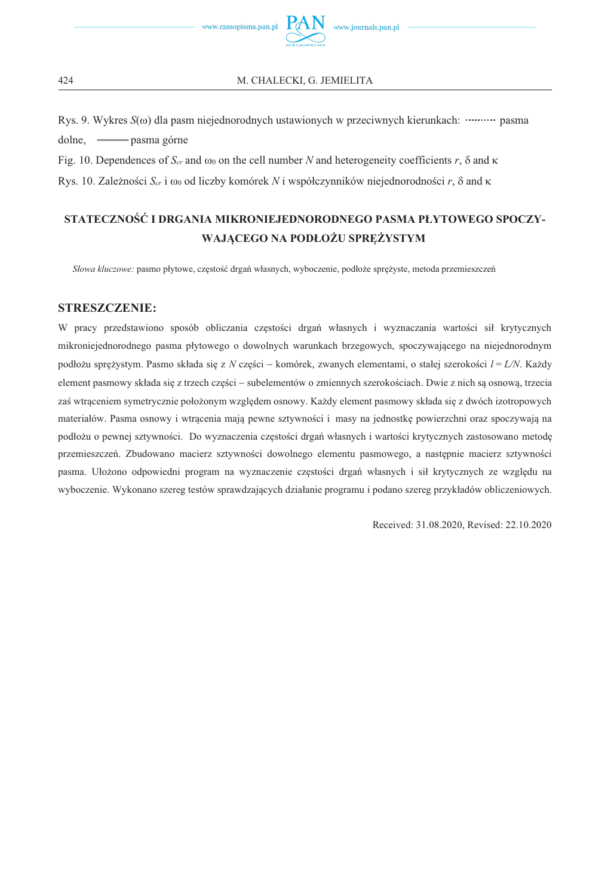Rys. 9. Wykres $S(\omega)$ dla pasm niejednorodnych ustawionych w przeciwnych kierunkach: ·········· pasma dolne, ——— pasma górne

Fig. 10. Dependences of $S_{cr}$ and $\omega_0$ on the cell number $N$ and heterogeneity coefficients $r$, $\delta$ and $\kappa$

Rys. 10. Zależności $S_{cr}$ i $\omega_0$ od liczby komórek $N$ i współczynników niejednorodności $r$, $\delta$ and $\kappa$

## STATECZNOŚĆ I DRGANIA MIKRONIEJEDNORODNEGO PASMA PŁYTOWEGO SPOCZYWAJĄCEGO NA PODŁOŻU SPRĘŻYSTYM

*Słowa kluczowe:* pasmo płytowe, częstość drgań własnych, wyboczenie, podłoże sprężyste, metoda przemieszczeń

### STRESZCZENIE:

W pracy przedstawiono sposób obliczania częstości drgań własnych i wyznaczania wartości sił krytycznych mikroniejednorodnego pasma płytowego o dowolnych warunkach brzegowych, spoczywającego na niejednorodnym podłożu sprężystym. Pasmo składa się z $N$ części – komórek, zwanych elementami, o stałej szerokości $l = L/N$. Każdy element pasmowy składa się z trzech części – subelementów o zmiennych szerokościach. Dwie z nich są osnową, trzecia zaś wtrąceniem symetrycznie położonym względem osnowy. Każdy element pasmowy składa się z dwóch izotropowych materiałów. Pasma osnowy i wtrącenia mają pewne sztywności i masy na jednostkę powierzchni oraz spoczywają na podłożu o pewnej sztywności. Do wyznaczenia częstości drgań własnych i wartości krytycznych zastosowano metodę przemieszczeń. Zbudowano macierz sztywności dowolnego elementu pasmowego, a następnie macierz sztywności pasma. Ułożono odpowiedni program na wyznaczenie częstości drgań własnych i sił krytycznych ze względu na wyboczenie. Wykonano szereg testów sprawdzających działanie programu i podano szereg przykładów obliczeniowych.

Received: 31.08.2020, Revised: 22.10.2020